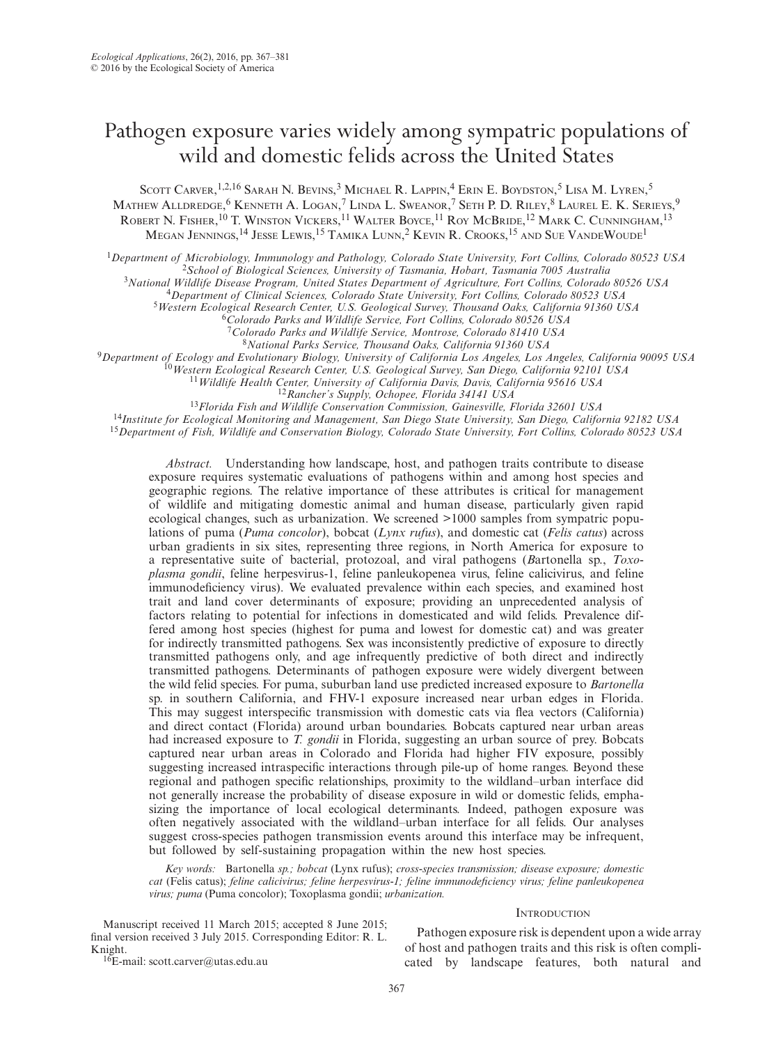# Pathogen exposure varies widely among sympatric populations of wild and domestic felids across the United States

Scott Carver,[1,2,16] Sarah N. Bevins,[3] Michael R. Lappin,[4] Erin E. Boydston,[5] Lisa M. Lyren,[5] Mathew Alldredge,[6] Kenneth A. Logan,[7] Linda L. Sweanor,[7] Seth P. D. Riley,[8] Laurel E. K. Serieys,[9] Robert N. Fisher,[10] T. Winston Vickers,[11] Walter Boyce,[11] Roy McBride,[12] Mark C. Cunningham,[13] Megan Jennings,[14] Jesse Lewis,[15] Tamika Lunn,[2] Kevin R. Crooks,[15] and Sue VandeWoude[1]

[1]*Department of Microbiology, Immunology and Pathology, Colorado State University, Fort Collins, Colorado 80523 USA*
[2]*School of Biological Sciences, University of Tasmania, Hobart, Tasmania 7005 Australia*
[3]*National Wildlife Disease Program, United States Department of Agriculture, Fort Collins, Colorado 80526 USA*
[4]*Department of Clinical Sciences, Colorado State University, Fort Collins, Colorado 80523 USA*
[5]*Western Ecological Research Center, U.S. Geological Survey, Thousand Oaks, California 91360 USA*
[6]*Colorado Parks and Wildlife Service, Fort Collins, Colorado 80526 USA*
[7]*Colorado Parks and Wildlife Service, Montrose, Colorado 81410 USA*
[8]*National Parks Service, Thousand Oaks, California 91360 USA*
[9]*Department of Ecology and Evolutionary Biology, University of California Los Angeles, Los Angeles, California 90095 USA*
[10]*Western Ecological Research Center, U.S. Geological Survey, San Diego, California 92101 USA*
[11]*Wildlife Health Center, University of California Davis, Davis, California 95616 USA*
[12]*Rancher's Supply, Ochopee, Florida 34141 USA*
[13]*Florida Fish and Wildlife Conservation Commission, Gainesville, Florida 32601 USA*
[14]*Institute for Ecological Monitoring and Management, San Diego State University, San Diego, California 92182 USA*
[15]*Department of Fish, Wildlife and Conservation Biology, Colorado State University, Fort Collins, Colorado 80523 USA*

*Abstract.* Understanding how landscape, host, and pathogen traits contribute to disease exposure requires systematic evaluations of pathogens within and among host species and geographic regions. The relative importance of these attributes is critical for management of wildlife and mitigating domestic animal and human disease, particularly given rapid ecological changes, such as urbanization. We screened >1000 samples from sympatric populations of puma (*Puma concolor*), bobcat (*Lynx rufus*), and domestic cat (*Felis catus*) across urban gradients in six sites, representing three regions, in North America for exposure to a representative suite of bacterial, protozoal, and viral pathogens (*B*artonella sp., *Toxoplasma gondii*, feline herpesvirus-1, feline panleukopenea virus, feline calicivirus, and feline immunodeficiency virus). We evaluated prevalence within each species, and examined host trait and land cover determinants of exposure; providing an unprecedented analysis of factors relating to potential for infections in domesticated and wild felids. Prevalence differed among host species (highest for puma and lowest for domestic cat) and was greater for indirectly transmitted pathogens. Sex was inconsistently predictive of exposure to directly transmitted pathogens only, and age infrequently predictive of both direct and indirectly transmitted pathogens. Determinants of pathogen exposure were widely divergent between the wild felid species. For puma, suburban land use predicted increased exposure to *Bartonella* sp. in southern California, and FHV-1 exposure increased near urban edges in Florida. This may suggest interspecific transmission with domestic cats via flea vectors (California) and direct contact (Florida) around urban boundaries. Bobcats captured near urban areas had increased exposure to *T. gondii* in Florida, suggesting an urban source of prey. Bobcats captured near urban areas in Colorado and Florida had higher FIV exposure, possibly suggesting increased intraspecific interactions through pile-up of home ranges. Beyond these regional and pathogen specific relationships, proximity to the wildland–urban interface did not generally increase the probability of disease exposure in wild or domestic felids, emphasizing the importance of local ecological determinants. Indeed, pathogen exposure was often negatively associated with the wildland–urban interface for all felids. Our analyses suggest cross-species pathogen transmission events around this interface may be infrequent, but followed by self-sustaining propagation within the new host species.

*Key words:* Bartonella *sp.; bobcat* (Lynx rufus); *cross-species transmission; disease exposure; domestic cat* (Felis catus); *feline calicivirus; feline herpesvirus-1; feline immunodeficiency virus; feline panleukopenea virus; puma* (Puma concolor); Toxoplasma gondii; *urbanization.*

Manuscript received 11 March 2015; accepted 8 June 2015; final version received 3 July 2015. Corresponding Editor: R. L. Knight.

[16]E-mail: scott.carver@utas.edu.au

## Introduction

Pathogen exposure risk is dependent upon a wide array of host and pathogen traits and this risk is often complicated by landscape features, both natural and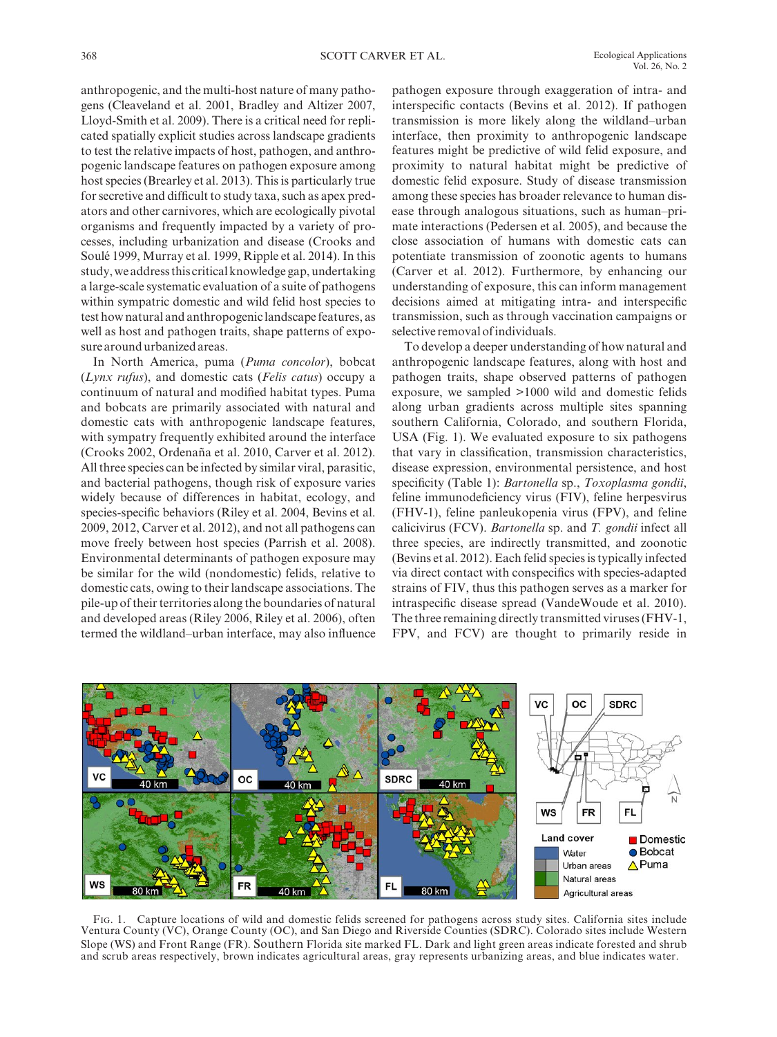anthropogenic, and the multi-host nature of many pathogens (Cleaveland et al. 2001, Bradley and Altizer 2007, Lloyd-Smith et al. 2009). There is a critical need for replicated spatially explicit studies across landscape gradients to test the relative impacts of host, pathogen, and anthropogenic landscape features on pathogen exposure among host species (Brearley et al. 2013). This is particularly true for secretive and difficult to study taxa, such as apex predators and other carnivores, which are ecologically pivotal organisms and frequently impacted by a variety of processes, including urbanization and disease (Crooks and Soulé 1999, Murray et al. 1999, Ripple et al. 2014). In this study, we address this critical knowledge gap, undertaking a large-scale systematic evaluation of a suite of pathogens within sympatric domestic and wild felid host species to test how natural and anthropogenic landscape features, as well as host and pathogen traits, shape patterns of exposure around urbanized areas.

In North America, puma (*Puma concolor*), bobcat (*Lynx rufus*), and domestic cats (*Felis catus*) occupy a continuum of natural and modified habitat types. Puma and bobcats are primarily associated with natural and domestic cats with anthropogenic landscape features, with sympatry frequently exhibited around the interface (Crooks 2002, Ordeñana et al. 2010, Carver et al. 2012). All three species can be infected by similar viral, parasitic, and bacterial pathogens, though risk of exposure varies widely because of differences in habitat, ecology, and species-specific behaviors (Riley et al. 2004, Bevins et al. 2009, 2012, Carver et al. 2012), and not all pathogens can move freely between host species (Parrish et al. 2008). Environmental determinants of pathogen exposure may be similar for the wild (nondomestic) felids, relative to domestic cats, owing to their landscape associations. The pile-up of their territories along the boundaries of natural and developed areas (Riley 2006, Riley et al. 2006), often termed the wildland–urban interface, may also influence pathogen exposure through exaggeration of intra- and interspecific contacts (Bevins et al. 2012). If pathogen transmission is more likely along the wildland–urban interface, then proximity to anthropogenic landscape features might be predictive of wild felid exposure, and proximity to natural habitat might be predictive of domestic felid exposure. Study of disease transmission among these species has broader relevance to human disease through analogous situations, such as human–primate interactions (Pedersen et al. 2005), and because the close association of humans with domestic cats can potentiate transmission of zoonotic agents to humans (Carver et al. 2012). Furthermore, by enhancing our understanding of exposure, this can inform management decisions aimed at mitigating intra- and interspecific transmission, such as through vaccination campaigns or selective removal of individuals.

To develop a deeper understanding of how natural and anthropogenic landscape features, along with host and pathogen traits, shape observed patterns of pathogen exposure, we sampled >1000 wild and domestic felids along urban gradients across multiple sites spanning southern California, Colorado, and southern Florida, USA (Fig. 1). We evaluated exposure to six pathogens that vary in classification, transmission characteristics, disease expression, environmental persistence, and host specificity (Table 1): *Bartonella* sp., *Toxoplasma gondii*, feline immunodeficiency virus (FIV), feline herpesvirus (FHV-1), feline panleukopenia virus (FPV), and feline calicivirus (FCV). *Bartonella* sp. and *T. gondii* infect all three species, are indirectly transmitted, and zoonotic (Bevins et al. 2012). Each felid species is typically infected via direct contact with conspecifics with species-adapted strains of FIV, thus this pathogen serves as a marker for intraspecific disease spread (VandeWoude et al. 2010). The three remaining directly transmitted viruses (FHV-1, FPV, and FCV) are thought to primarily reside in

Fig. 1. Capture locations of wild and domestic felids screened for pathogens across study sites. California sites include Ventura County (VC), Orange County (OC), and San Diego and Riverside Counties (SDRC). Colorado sites include Western Slope (WS) and Front Range (FR). Southern Florida site marked FL. Dark and light green areas indicate forested and shrub and scrub areas respectively, brown indicates agricultural areas, gray represents urbanizing areas, and blue indicates water.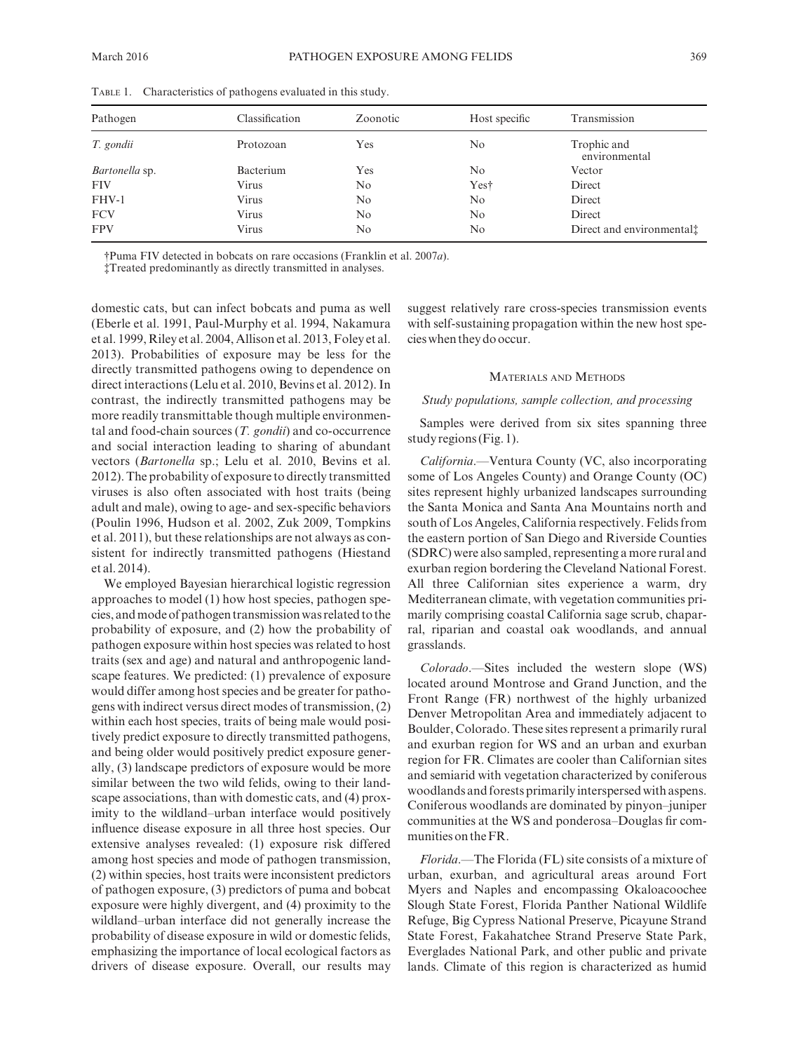Table 1. Characteristics of pathogens evaluated in this study.

| Pathogen | Classification | Zoonotic | Host specific | Transmission |
|---|---|---|---|---|
| *T. gondii* | Protozoan | Yes | No | Trophic and environmental |
| *Bartonella* sp. | Bacterium | Yes | No | Vector |
| FIV | Virus | No | Yes† | Direct |
| FHV-1 | Virus | No | No | Direct |
| FCV | Virus | No | No | Direct |
| FPV | Virus | No | No | Direct and environmental‡ |

†Puma FIV detected in bobcats on rare occasions (Franklin et al. 2007*a*).
‡Treated predominantly as directly transmitted in analyses.

domestic cats, but can infect bobcats and puma as well (Eberle et al. 1991, Paul-Murphy et al. 1994, Nakamura et al. 1999, Riley et al. 2004, Allison et al. 2013, Foley et al. 2013). Probabilities of exposure may be less for the directly transmitted pathogens owing to dependence on direct interactions (Lelu et al. 2010, Bevins et al. 2012). In contrast, the indirectly transmitted pathogens may be more readily transmittable though multiple environmental and food-chain sources (*T. gondii*) and co-occurrence and social interaction leading to sharing of abundant vectors (*Bartonella* sp.; Lelu et al. 2010, Bevins et al. 2012). The probability of exposure to directly transmitted viruses is also often associated with host traits (being adult and male), owing to age- and sex-specific behaviors (Poulin 1996, Hudson et al. 2002, Zuk 2009, Tompkins et al. 2011), but these relationships are not always as consistent for indirectly transmitted pathogens (Hiestand et al. 2014).

We employed Bayesian hierarchical logistic regression approaches to model (1) how host species, pathogen species, and mode of pathogen transmission was related to the probability of exposure, and (2) how the probability of pathogen exposure within host species was related to host traits (sex and age) and natural and anthropogenic landscape features. We predicted: (1) prevalence of exposure would differ among host species and be greater for pathogens with indirect versus direct modes of transmission, (2) within each host species, traits of being male would positively predict exposure to directly transmitted pathogens, and being older would positively predict exposure generally, (3) landscape predictors of exposure would be more similar between the two wild felids, owing to their landscape associations, than with domestic cats, and (4) proximity to the wildland–urban interface would positively influence disease exposure in all three host species. Our extensive analyses revealed: (1) exposure risk differed among host species and mode of pathogen transmission, (2) within species, host traits were inconsistent predictors of pathogen exposure, (3) predictors of puma and bobcat exposure were highly divergent, and (4) proximity to the wildland–urban interface did not generally increase the probability of disease exposure in wild or domestic felids, emphasizing the importance of local ecological factors as drivers of disease exposure. Overall, our results may suggest relatively rare cross-species transmission events with self-sustaining propagation within the new host species when they do occur.

## Materials and Methods

### *Study populations, sample collection, and processing*

Samples were derived from six sites spanning three study regions (Fig. 1).

*California*.—Ventura County (VC, also incorporating some of Los Angeles County) and Orange County (OC) sites represent highly urbanized landscapes surrounding the Santa Monica and Santa Ana Mountains north and south of Los Angeles, California respectively. Felids from the eastern portion of San Diego and Riverside Counties (SDRC) were also sampled, representing a more rural and exurban region bordering the Cleveland National Forest. All three Californian sites experience a warm, dry Mediterranean climate, with vegetation communities primarily comprising coastal California sage scrub, chaparral, riparian and coastal oak woodlands, and annual grasslands.

*Colorado*.—Sites included the western slope (WS) located around Montrose and Grand Junction, and the Front Range (FR) northwest of the highly urbanized Denver Metropolitan Area and immediately adjacent to Boulder, Colorado. These sites represent a primarily rural and exurban region for WS and an urban and exurban region for FR. Climates are cooler than Californian sites and semiarid with vegetation characterized by coniferous woodlands and forests primarily interspersed with aspens. Coniferous woodlands are dominated by pinyon–juniper communities at the WS and ponderosa–Douglas fir communities on the FR.

*Florida*.—The Florida (FL) site consists of a mixture of urban, exurban, and agricultural areas around Fort Myers and Naples and encompassing Okaloacoochee Slough State Forest, Florida Panther National Wildlife Refuge, Big Cypress National Preserve, Picayune Strand State Forest, Fakahatchee Strand Preserve State Park, Everglades National Park, and other public and private lands. Climate of this region is characterized as humid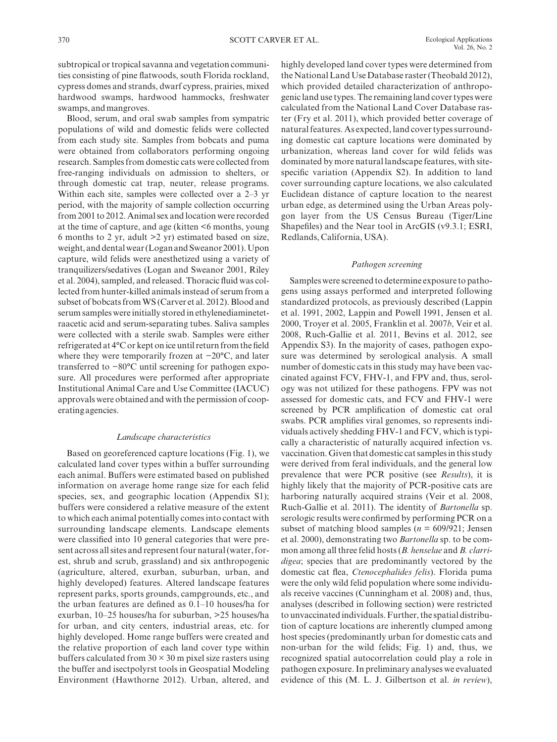subtropical or tropical savanna and vegetation communities consisting of pine flatwoods, south Florida rockland, cypress domes and strands, dwarf cypress, prairies, mixed hardwood swamps, hardwood hammocks, freshwater swamps, and mangroves.

Blood, serum, and oral swab samples from sympatric populations of wild and domestic felids were collected from each study site. Samples from bobcats and puma were obtained from collaborators performing ongoing research. Samples from domestic cats were collected from free-ranging individuals on admission to shelters, or through domestic cat trap, neuter, release programs. Within each site, samples were collected over a 2–3 yr period, with the majority of sample collection occurring from 2001 to 2012. Animal sex and location were recorded at the time of capture, and age (kitten <6 months, young 6 months to 2 yr, adult >2 yr) estimated based on size, weight, and dental wear (Logan and Sweanor 2001). Upon capture, wild felids were anesthetized using a variety of tranquilizers/sedatives (Logan and Sweanor 2001, Riley et al. 2004), sampled, and released. Thoracic fluid was collected from hunter-killed animals instead of serum from a subset of bobcats from WS (Carver et al. 2012). Blood and serum samples were initially stored in ethylenediaminetetraacetic acid and serum-separating tubes. Saliva samples were collected with a sterile swab. Samples were either refrigerated at 4°C or kept on ice until return from the field where they were temporarily frozen at −20°C, and later transferred to −80°C until screening for pathogen exposure. All procedures were performed after appropriate Institutional Animal Care and Use Committee (IACUC) approvals were obtained and with the permission of cooperating agencies.

### *Landscape characteristics*

Based on georeferenced capture locations (Fig. 1), we calculated land cover types within a buffer surrounding each animal. Buffers were estimated based on published information on average home range size for each felid species, sex, and geographic location (Appendix S1); buffers were considered a relative measure of the extent to which each animal potentially comes into contact with surrounding landscape elements. Landscape elements were classified into 10 general categories that were present across all sites and represent four natural (water, forest, shrub and scrub, grassland) and six anthropogenic (agriculture, altered, exurban, suburban, urban, and highly developed) features. Altered landscape features represent parks, sports grounds, campgrounds, etc., and the urban features are defined as 0.1–10 houses/ha for exurban, 10–25 houses/ha for suburban, >25 houses/ha for urban, and city centers, industrial areas, etc. for highly developed. Home range buffers were created and the relative proportion of each land cover type within buffers calculated from 30 × 30 m pixel size rasters using the buffer and isectpolyrst tools in Geospatial Modeling Environment (Hawthorne 2012). Urban, altered, and highly developed land cover types were determined from the National Land Use Database raster (Theobald 2012), which provided detailed characterization of anthropogenic land use types. The remaining land cover types were calculated from the National Land Cover Database raster (Fry et al. 2011), which provided better coverage of natural features. As expected, land cover types surrounding domestic cat capture locations were dominated by urbanization, whereas land cover for wild felids was dominated by more natural landscape features, with site-specific variation (Appendix S2). In addition to land cover surrounding capture locations, we also calculated Euclidean distance of capture location to the nearest urban edge, as determined using the Urban Areas polygon layer from the US Census Bureau (Tiger/Line Shapefiles) and the Near tool in ArcGIS (v9.3.1; ESRI, Redlands, California, USA).

### *Pathogen screening*

Samples were screened to determine exposure to pathogens using assays performed and interpreted following standardized protocols, as previously described (Lappin et al. 1991, 2002, Lappin and Powell 1991, Jensen et al. 2000, Troyer et al. 2005, Franklin et al. 2007*b*, Veir et al. 2008, Ruch-Gallie et al. 2011, Bevins et al. 2012, see Appendix S3). In the majority of cases, pathogen exposure was determined by serological analysis. A small number of domestic cats in this study may have been vaccinated against FCV, FHV-1, and FPV and, thus, serology was not utilized for these pathogens. FPV was not assessed for domestic cats, and FCV and FHV-1 were screened by PCR amplification of domestic cat oral swabs. PCR amplifies viral genomes, so represents individuals actively shedding FHV-1 and FCV, which is typically a characteristic of naturally acquired infection vs. vaccination. Given that domestic cat samples in this study were derived from feral individuals, and the general low prevalence that were PCR positive (see *Results*), it is highly likely that the majority of PCR-positive cats are harboring naturally acquired strains (Veir et al. 2008, Ruch-Gallie et al. 2011). The identity of *Bartonella* sp. serologic results were confirmed by performing PCR on a subset of matching blood samples ($n$ = 609/921; Jensen et al. 2000), demonstrating two *Bartonella* sp. to be common among all three felid hosts (*B. henselae* and *B. clarridigea*; species that are predominantly vectored by the domestic cat flea, *Ctenocephalides felis*). Florida puma were the only wild felid population where some individuals receive vaccines (Cunningham et al. 2008) and, thus, analyses (described in following section) were restricted to unvaccinated individuals. Further, the spatial distribution of capture locations are inherently clumped among host species (predominantly urban for domestic cats and non-urban for the wild felids; Fig. 1) and, thus, we recognized spatial autocorrelation could play a role in pathogen exposure. In preliminary analyses we evaluated evidence of this (M. L. J. Gilbertson et al. *in review*),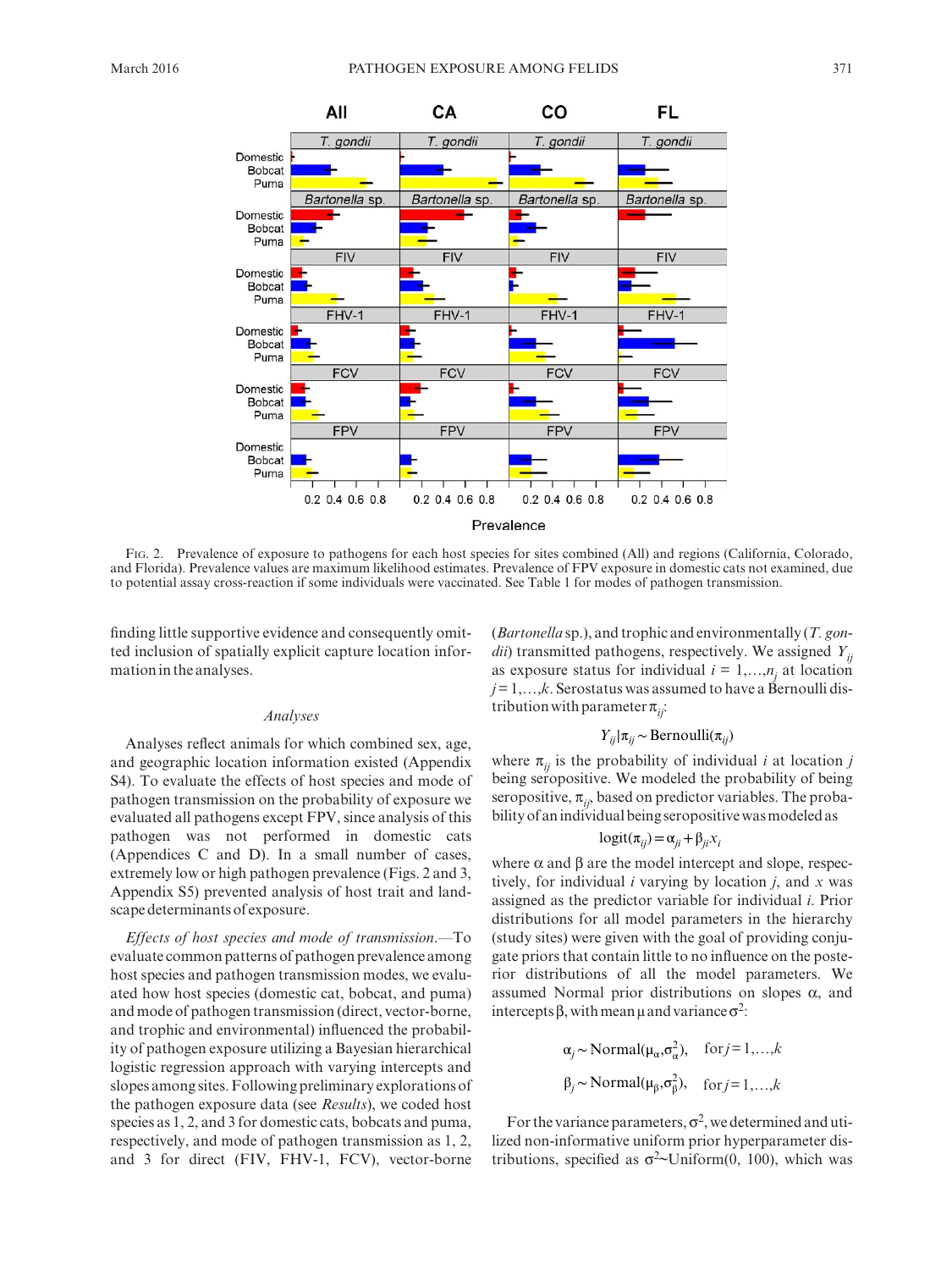Fig. 2. Prevalence of exposure to pathogens for each host species for sites combined (All) and regions (California, Colorado, and Florida). Prevalence values are maximum likelihood estimates. Prevalence of FPV exposure in domestic cats not examined, due to potential assay cross-reaction if some individuals were vaccinated. See Table 1 for modes of pathogen transmission.

finding little supportive evidence and consequently omitted inclusion of spatially explicit capture location information in the analyses.

### Analyses

Analyses reflect animals for which combined sex, age, and geographic location information existed (Appendix S4). To evaluate the effects of host species and mode of pathogen transmission on the probability of exposure we evaluated all pathogens except FPV, since analysis of this pathogen was not performed in domestic cats (Appendices C and D). In a small number of cases, extremely low or high pathogen prevalence (Figs. 2 and 3, Appendix S5) prevented analysis of host trait and landscape determinants of exposure.

*Effects of host species and mode of transmission.*—To evaluate common patterns of pathogen prevalence among host species and pathogen transmission modes, we evaluated how host species (domestic cat, bobcat, and puma) and mode of pathogen transmission (direct, vector-borne, and trophic and environmental) influenced the probability of pathogen exposure utilizing a Bayesian hierarchical logistic regression approach with varying intercepts and slopes among sites. Following preliminary explorations of the pathogen exposure data (see *Results*), we coded host species as 1, 2, and 3 for domestic cats, bobcats and puma, respectively, and mode of pathogen transmission as 1, 2, and 3 for direct (FIV, FHV-1, FCV), vector-borne (*Bartonella* sp.), and trophic and environmentally (*T. gondii*) transmitted pathogens, respectively. We assigned $Y_{ij}$ as exposure status for individual $i = 1,\ldots,n_j$ at location $j = 1,\ldots,k$. Serostatus was assumed to have a Bernoulli distribution with parameter $\pi_{ij}$:

$$Y_{ij}|\pi_{ij} \sim \text{Bernoulli}(\pi_{ij})$$

where $\pi_{ij}$ is the probability of individual $i$ at location $j$ being seropositive. We modeled the probability of being seropositive, $\pi_{ij}$, based on predictor variables. The probability of an individual being seropositive was modeled as

$$\text{logit}(\pi_{ij}) = \alpha_{ji} + \beta_{ji}x_i$$

where α and β are the model intercept and slope, respectively, for individual $i$ varying by location $j$, and $x$ was assigned as the predictor variable for individual $i$. Prior distributions for all model parameters in the hierarchy (study sites) were given with the goal of providing conjugate priors that contain little to no influence on the posterior distributions of all the model parameters. We assumed Normal prior distributions on slopes α, and intercepts β, with mean μ and variance $\sigma^2$:

$$\alpha_j \sim \text{Normal}(\mu_\alpha, \sigma^2_\alpha), \quad \text{for } j = 1,\ldots,k$$

$$\beta_j \sim \text{Normal}(\mu_\beta, \sigma^2_\beta), \quad \text{for } j = 1,\ldots,k$$

For the variance parameters, $\sigma^2$, we determined and utilized non-informative uniform prior hyperparameter distributions, specified as $\sigma^2 \sim \text{Uniform}(0, 100)$, which was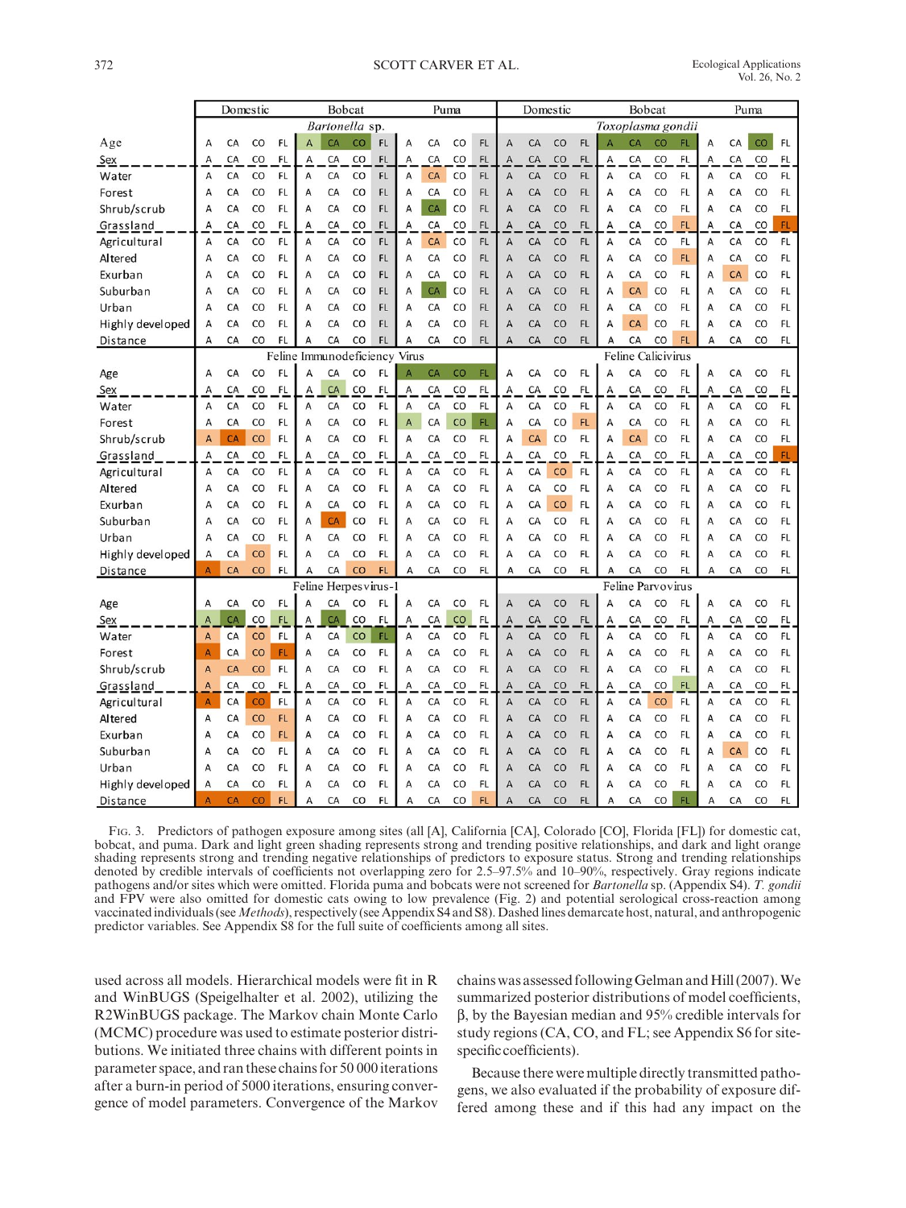FIG. 3. Predictors of pathogen exposure among sites (all [A], California [CA], Colorado [CO], Florida [FL]) for domestic cat, bobcat, and puma. Dark and light green shading represents strong and trending positive relationships, and dark and light orange shading represents strong and trending negative relationships of predictors to exposure status. Strong and trending relationships denoted by credible intervals of coefficients not overlapping zero for 2.5–97.5% and 10–90%, respectively. Gray regions indicate pathogens and/or sites which were omitted. Florida puma and bobcats were not screened for *Bartonella* sp. (Appendix S4). *T. gondii* and FPV were also omitted for domestic cats owing to low prevalence (Fig. 2) and potential serological cross-reaction among vaccinated individuals (see *Methods*), respectively (see Appendix S4 and S8). Dashed lines demarcate host, natural, and anthropogenic predictor variables. See Appendix S8 for the full suite of coefficients among all sites.

used across all models. Hierarchical models were fit in R and WinBUGS (Speigelhalter et al. 2002), utilizing the R2WinBUGS package. The Markov chain Monte Carlo (MCMC) procedure was used to estimate posterior distributions. We initiated three chains with different points in parameter space, and ran these chains for 50 000 iterations after a burn-in period of 5000 iterations, ensuring convergence of model parameters. Convergence of the Markov chains was assessed following Gelman and Hill (2007). We summarized posterior distributions of model coefficients, β, by the Bayesian median and 95% credible intervals for study regions (CA, CO, and FL; see Appendix S6 for site-specific coefficients).

Because there were multiple directly transmitted pathogens, we also evaluated if the probability of exposure differed among these and if this had any impact on the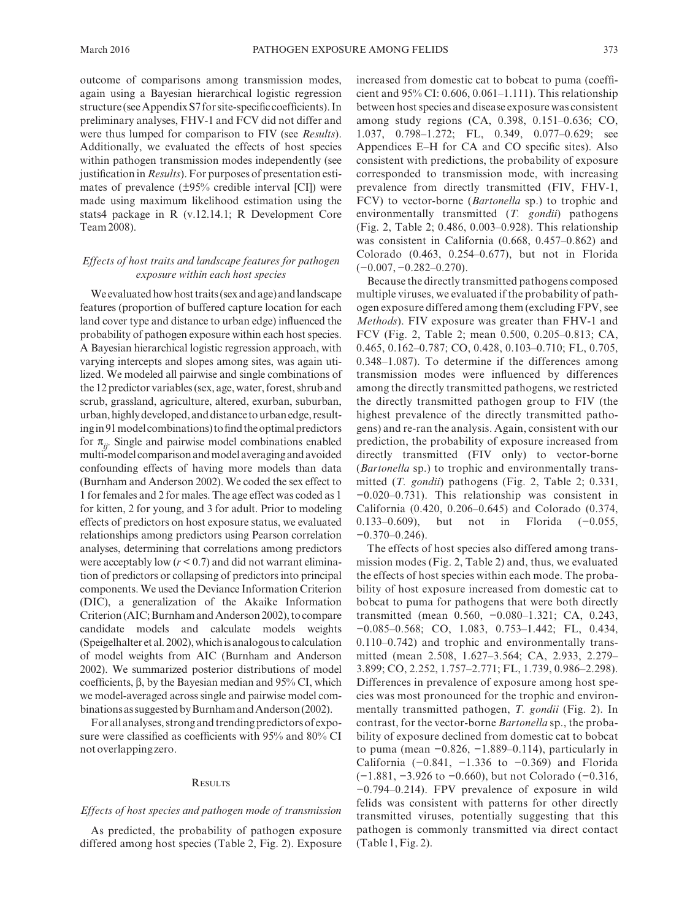outcome of comparisons among transmission modes, again using a Bayesian hierarchical logistic regression structure (see Appendix S7 for site-specific coefficients). In preliminary analyses, FHV-1 and FCV did not differ and were thus lumped for comparison to FIV (see *Results*). Additionally, we evaluated the effects of host species within pathogen transmission modes independently (see justification in *Results*). For purposes of presentation estimates of prevalence (±95% credible interval [CI]) were made using maximum likelihood estimation using the stats4 package in R (v.12.14.1; R Development Core Team 2008).

### *Effects of host traits and landscape features for pathogen exposure within each host species*

We evaluated how host traits (sex and age) and landscape features (proportion of buffered capture location for each land cover type and distance to urban edge) influenced the probability of pathogen exposure within each host species. A Bayesian hierarchical logistic regression approach, with varying intercepts and slopes among sites, was again utilized. We modeled all pairwise and single combinations of the 12 predictor variables (sex, age, water, forest, shrub and scrub, grassland, agriculture, altered, exurban, suburban, urban, highly developed, and distance to urban edge, resulting in 91 model combinations) to find the optimal predictors for $\pi_{ij}$. Single and pairwise model combinations enabled multi-model comparison and model averaging and avoided confounding effects of having more models than data (Burnham and Anderson 2002). We coded the sex effect to 1 for females and 2 for males. The age effect was coded as 1 for kitten, 2 for young, and 3 for adult. Prior to modeling effects of predictors on host exposure status, we evaluated relationships among predictors using Pearson correlation analyses, determining that correlations among predictors were acceptably low ($r < 0.7$) and did not warrant elimination of predictors or collapsing of predictors into principal components. We used the Deviance Information Criterion (DIC), a generalization of the Akaike Information Criterion (AIC; Burnham and Anderson 2002), to compare candidate models and calculate models weights (Speigelhalter et al. 2002), which is analogous to calculation of model weights from AIC (Burnham and Anderson 2002). We summarized posterior distributions of model coefficients, β, by the Bayesian median and 95% CI, which we model-averaged across single and pairwise model combinations as suggested by Burnham and Anderson (2002).

For all analyses, strong and trending predictors of exposure were classified as coefficients with 95% and 80% CI not overlapping zero.

## Results

### *Effects of host species and pathogen mode of transmission*

As predicted, the probability of pathogen exposure differed among host species (Table 2, Fig. 2). Exposure increased from domestic cat to bobcat to puma (coefficient and 95% CI: 0.606, 0.061–1.111). This relationship between host species and disease exposure was consistent among study regions (CA, 0.398, 0.151–0.636; CO, 1.037, 0.798–1.272; FL, 0.349, 0.077–0.629; see Appendices E–H for CA and CO specific sites). Also consistent with predictions, the probability of exposure corresponded to transmission mode, with increasing prevalence from directly transmitted (FIV, FHV-1, FCV) to vector-borne (*Bartonella* sp.) to trophic and environmentally transmitted (*T. gondii*) pathogens (Fig. 2, Table 2; 0.486, 0.003–0.928). This relationship was consistent in California (0.668, 0.457–0.862) and Colorado (0.463, 0.254–0.677), but not in Florida (−0.007, −0.282–0.270).

Because the directly transmitted pathogens composed multiple viruses, we evaluated if the probability of pathogen exposure differed among them (excluding FPV, see *Methods*). FIV exposure was greater than FHV-1 and FCV (Fig. 2, Table 2; mean 0.500, 0.205–0.813; CA, 0.465, 0.162–0.787; CO, 0.428, 0.103–0.710; FL, 0.705, 0.348–1.087). To determine if the differences among transmission modes were influenced by differences among the directly transmitted pathogens, we restricted the directly transmitted pathogen group to FIV (the highest prevalence of the directly transmitted pathogens) and re-ran the analysis. Again, consistent with our prediction, the probability of exposure increased from directly transmitted (FIV only) to vector-borne (*Bartonella* sp.) to trophic and environmentally transmitted (*T. gondii*) pathogens (Fig. 2, Table 2; 0.331, −0.020–0.731). This relationship was consistent in California (0.420, 0.206–0.645) and Colorado (0.374, 0.133–0.609), but not in Florida (−0.055, −0.370–0.246).

The effects of host species also differed among transmission modes (Fig. 2, Table 2) and, thus, we evaluated the effects of host species within each mode. The probability of host exposure increased from domestic cat to bobcat to puma for pathogens that were both directly transmitted (mean 0.560, −0.080–1.321; CA, 0.243, −0.085–0.568; CO, 1.083, 0.753–1.442; FL, 0.434, 0.110–0.742) and trophic and environmentally transmitted (mean 2.508, 1.627–3.564; CA, 2.933, 2.279–3.899; CO, 2.252, 1.757–2.771; FL, 1.739, 0.986–2.298). Differences in prevalence of exposure among host species was most pronounced for the trophic and environmentally transmitted pathogen, *T. gondii* (Fig. 2). In contrast, for the vector-borne *Bartonella* sp., the probability of exposure declined from domestic cat to bobcat to puma (mean −0.826, −1.889–0.114), particularly in California (−0.841, −1.336 to −0.369) and Florida (−1.881, −3.926 to −0.660), but not Colorado (−0.316, −0.794–0.214). FPV prevalence of exposure in wild felids was consistent with patterns for other directly transmitted viruses, potentially suggesting that this pathogen is commonly transmitted via direct contact (Table 1, Fig. 2).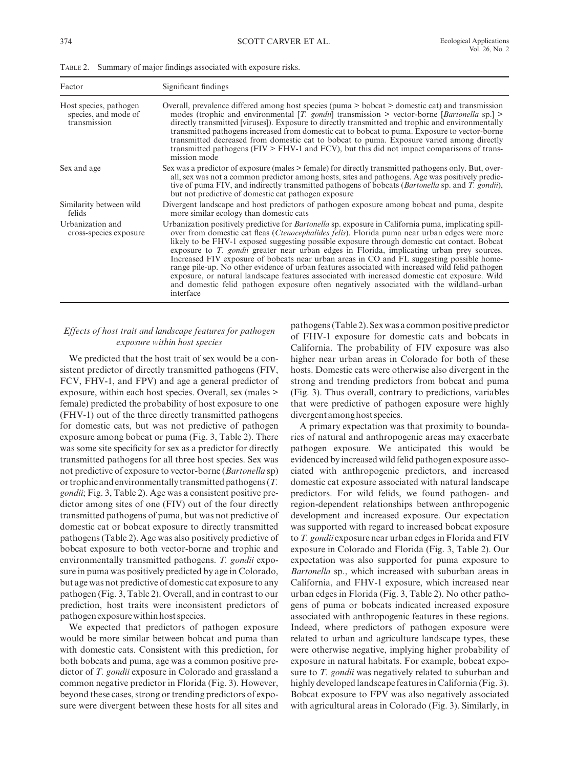Table 2. Summary of major findings associated with exposure risks.

| Factor | Significant findings |
|---|---|
| Host species, pathogen species, and mode of transmission | Overall, prevalence differed among host species (puma > bobcat > domestic cat) and transmission modes (trophic and environmental [*T. gondii*] transmission > vector-borne [*Bartonella* sp.] > directly transmitted [viruses]). Exposure to directly transmitted and trophic and environmentally transmitted pathogens increased from domestic cat to bobcat to puma. Exposure to vector-borne transmitted decreased from domestic cat to bobcat to puma. Exposure varied among directly transmitted pathogens (FIV > FHV-1 and FCV), but this did not impact comparisons of transmission mode |
| Sex and age | Sex was a predictor of exposure (males > female) for directly transmitted pathogens only. But, overall, sex was not a common predictor among hosts, sites and pathogens. Age was positively predictive of puma FIV, and indirectly transmitted pathogens of bobcats (*Bartonella* sp. and *T. gondii*), but not predictive of domestic cat pathogen exposure |
| Similarity between wild felids | Divergent landscape and host predictors of pathogen exposure among bobcat and puma, despite more similar ecology than domestic cats |
| Urbanization and cross-species exposure | Urbanization positively predictive for *Bartonella* sp. exposure in California puma, implicating spill-over from domestic cat fleas (*Ctenocephalides felis*). Florida puma near urban edges were more likely to be FHV-1 exposed suggesting possible exposure through domestic cat contact. Bobcat exposure to *T. gondii* greater near urban edges in Florida, implicating urban prey sources. Increased FIV exposure of bobcats near urban areas in CO and FL suggesting possible home-range pile-up. No other evidence of urban features associated with increased wild felid pathogen exposure, or natural landscape features associated with increased domestic cat exposure. Wild and domestic felid pathogen exposure often negatively associated with the wildland–urban interface |

### *Effects of host trait and landscape features for pathogen exposure within host species*

We predicted that the host trait of sex would be a consistent predictor of directly transmitted pathogens (FIV, FCV, FHV-1, and FPV) and age a general predictor of exposure, within each host species. Overall, sex (males > female) predicted the probability of host exposure to one (FHV-1) out of the three directly transmitted pathogens for domestic cats, but was not predictive of pathogen exposure among bobcat or puma (Fig. 3, Table 2). There was some site specificity for sex as a predictor for directly transmitted pathogens for all three host species. Sex was not predictive of exposure to vector-borne (*Bartonella* sp) or trophic and environmentally transmitted pathogens (*T. gondii*; Fig. 3, Table 2). Age was a consistent positive predictor among sites of one (FIV) out of the four directly transmitted pathogens of puma, but was not predictive of domestic cat or bobcat exposure to directly transmitted pathogens (Table 2). Age was also positively predictive of bobcat exposure to both vector-borne and trophic and environmentally transmitted pathogens. *T. gondii* exposure in puma was positively predicted by age in Colorado, but age was not predictive of domestic cat exposure to any pathogen (Fig. 3, Table 2). Overall, and in contrast to our prediction, host traits were inconsistent predictors of pathogen exposure within host species.

We expected that predictors of pathogen exposure would be more similar between bobcat and puma than with domestic cats. Consistent with this prediction, for both bobcats and puma, age was a common positive predictor of *T. gondii* exposure in Colorado and grassland a common negative predictor in Florida (Fig. 3). However, beyond these cases, strong or trending predictors of exposure were divergent between these hosts for all sites and pathogens (Table 2). Sex was a common positive predictor of FHV-1 exposure for domestic cats and bobcats in California. The probability of FIV exposure was also higher near urban areas in Colorado for both of these hosts. Domestic cats were otherwise also divergent in the strong and trending predictors from bobcat and puma (Fig. 3). Thus overall, contrary to predictions, variables that were predictive of pathogen exposure were highly divergent among host species.

A primary expectation was that proximity to boundaries of natural and anthropogenic areas may exacerbate pathogen exposure. We anticipated this would be evidenced by increased wild felid pathogen exposure associated with anthropogenic predictors, and increased domestic cat exposure associated with natural landscape predictors. For wild felids, we found pathogen- and region-dependent relationships between anthropogenic development and increased exposure. Our expectation was supported with regard to increased bobcat exposure to *T. gondii* exposure near urban edges in Florida and FIV exposure in Colorado and Florida (Fig. 3, Table 2). Our expectation was also supported for puma exposure to *Bartonella* sp., which increased with suburban areas in California, and FHV-1 exposure, which increased near urban edges in Florida (Fig. 3, Table 2). No other pathogens of puma or bobcats indicated increased exposure associated with anthropogenic features in these regions. Indeed, where predictors of pathogen exposure were related to urban and agriculture landscape types, these were otherwise negative, implying higher probability of exposure in natural habitats. For example, bobcat exposure to *T. gondii* was negatively related to suburban and highly developed landscape features in California (Fig. 3). Bobcat exposure to FPV was also negatively associated with agricultural areas in Colorado (Fig. 3). Similarly, in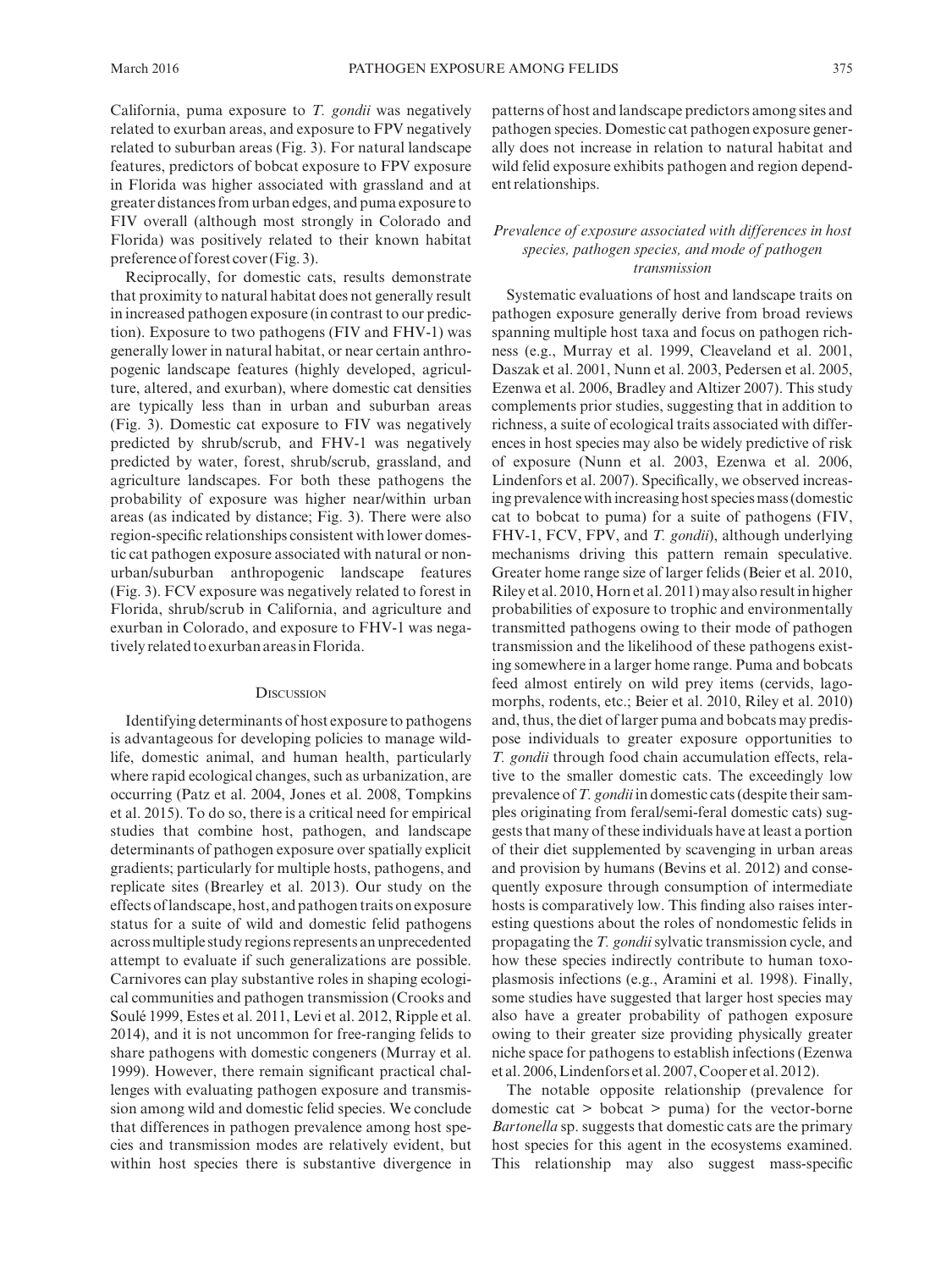California, puma exposure to *T. gondii* was negatively related to exurban areas, and exposure to FPV negatively related to suburban areas (Fig. 3). For natural landscape features, predictors of bobcat exposure to FPV exposure in Florida was higher associated with grassland and at greater distances from urban edges, and puma exposure to FIV overall (although most strongly in Colorado and Florida) was positively related to their known habitat preference of forest cover (Fig. 3).

Reciprocally, for domestic cats, results demonstrate that proximity to natural habitat does not generally result in increased pathogen exposure (in contrast to our prediction). Exposure to two pathogens (FIV and FHV-1) was generally lower in natural habitat, or near certain anthropogenic landscape features (highly developed, agriculture, altered, and exurban), where domestic cat densities are typically less than in urban and suburban areas (Fig. 3). Domestic cat exposure to FIV was negatively predicted by shrub/scrub, and FHV-1 was negatively predicted by water, forest, shrub/scrub, grassland, and agriculture landscapes. For both these pathogens the probability of exposure was higher near/within urban areas (as indicated by distance; Fig. 3). There were also region-specific relationships consistent with lower domestic cat pathogen exposure associated with natural or non-urban/suburban anthropogenic landscape features (Fig. 3). FCV exposure was negatively related to forest in Florida, shrub/scrub in California, and agriculture and exurban in Colorado, and exposure to FHV-1 was negatively related to exurban areas in Florida.

## Discussion

Identifying determinants of host exposure to pathogens is advantageous for developing policies to manage wildlife, domestic animal, and human health, particularly where rapid ecological changes, such as urbanization, are occurring (Patz et al. 2004, Jones et al. 2008, Tompkins et al. 2015). To do so, there is a critical need for empirical studies that combine host, pathogen, and landscape determinants of pathogen exposure over spatially explicit gradients; particularly for multiple hosts, pathogens, and replicate sites (Brearley et al. 2013). Our study on the effects of landscape, host, and pathogen traits on exposure status for a suite of wild and domestic felid pathogens across multiple study regions represents an unprecedented attempt to evaluate if such generalizations are possible. Carnivores can play substantive roles in shaping ecological communities and pathogen transmission (Crooks and Soulé 1999, Estes et al. 2011, Levi et al. 2012, Ripple et al. 2014), and it is not uncommon for free-ranging felids to share pathogens with domestic congeners (Murray et al. 1999). However, there remain significant practical challenges with evaluating pathogen exposure and transmission among wild and domestic felid species. We conclude that differences in pathogen prevalence among host species and transmission modes are relatively evident, but within host species there is substantive divergence in patterns of host and landscape predictors among sites and pathogen species. Domestic cat pathogen exposure generally does not increase in relation to natural habitat and wild felid exposure exhibits pathogen and region dependent relationships.

### *Prevalence of exposure associated with differences in host species, pathogen species, and mode of pathogen transmission*

Systematic evaluations of host and landscape traits on pathogen exposure generally derive from broad reviews spanning multiple host taxa and focus on pathogen richness (e.g., Murray et al. 1999, Cleaveland et al. 2001, Daszak et al. 2001, Nunn et al. 2003, Pedersen et al. 2005, Ezenwa et al. 2006, Bradley and Altizer 2007). This study complements prior studies, suggesting that in addition to richness, a suite of ecological traits associated with differences in host species may also be widely predictive of risk of exposure (Nunn et al. 2003, Ezenwa et al. 2006, Lindenfors et al. 2007). Specifically, we observed increasing prevalence with increasing host species mass (domestic cat to bobcat to puma) for a suite of pathogens (FIV, FHV-1, FCV, FPV, and *T. gondii*), although underlying mechanisms driving this pattern remain speculative. Greater home range size of larger felids (Beier et al. 2010, Riley et al. 2010, Horn et al. 2011) may also result in higher probabilities of exposure to trophic and environmentally transmitted pathogens owing to their mode of pathogen transmission and the likelihood of these pathogens existing somewhere in a larger home range. Puma and bobcats feed almost entirely on wild prey items (cervids, lagomorphs, rodents, etc.; Beier et al. 2010, Riley et al. 2010) and, thus, the diet of larger puma and bobcats may predispose individuals to greater exposure opportunities to *T. gondii* through food chain accumulation effects, relative to the smaller domestic cats. The exceedingly low prevalence of *T. gondii* in domestic cats (despite their samples originating from feral/semi-feral domestic cats) suggests that many of these individuals have at least a portion of their diet supplemented by scavenging in urban areas and provision by humans (Bevins et al. 2012) and consequently exposure through consumption of intermediate hosts is comparatively low. This finding also raises interesting questions about the roles of nondomestic felids in propagating the *T. gondii* sylvatic transmission cycle, and how these species indirectly contribute to human toxoplasmosis infections (e.g., Aramini et al. 1998). Finally, some studies have suggested that larger host species may also have a greater probability of pathogen exposure owing to their greater size providing physically greater niche space for pathogens to establish infections (Ezenwa et al. 2006, Lindenfors et al. 2007, Cooper et al. 2012).

The notable opposite relationship (prevalence for domestic cat > bobcat > puma) for the vector-borne *Bartonella* sp. suggests that domestic cats are the primary host species for this agent in the ecosystems examined. This relationship may also suggest mass-specific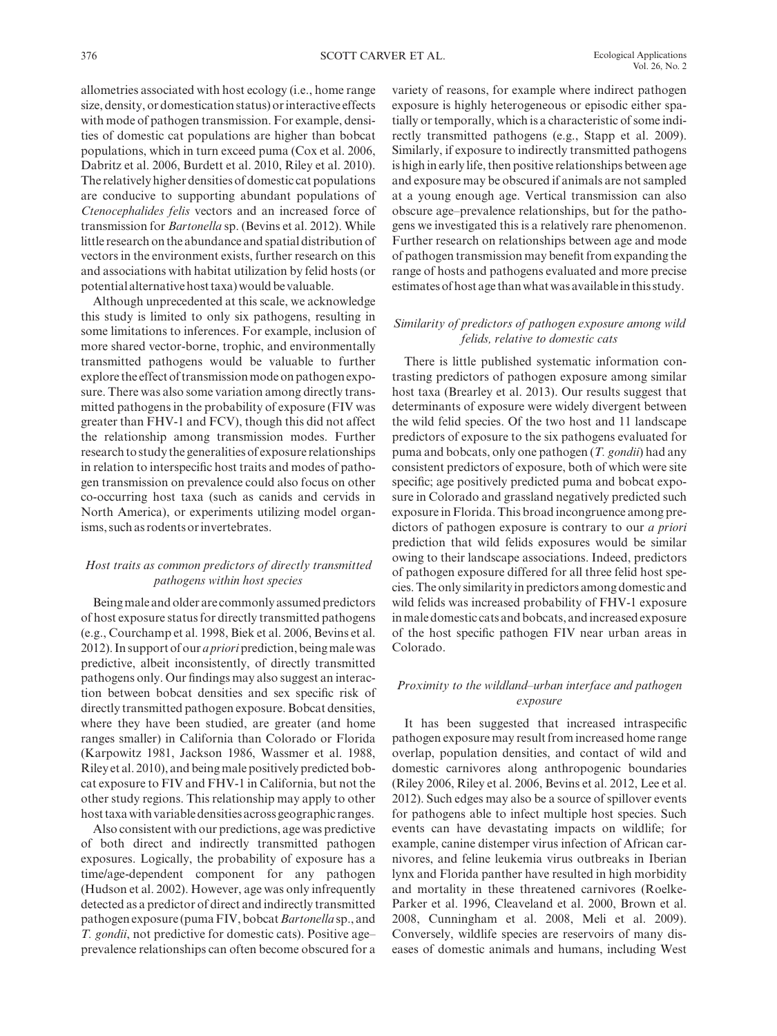allometries associated with host ecology (i.e., home range size, density, or domestication status) or interactive effects with mode of pathogen transmission. For example, densities of domestic cat populations are higher than bobcat populations, which in turn exceed puma (Cox et al. 2006, Dabritz et al. 2006, Burdett et al. 2010, Riley et al. 2010). The relatively higher densities of domestic cat populations are conducive to supporting abundant populations of *Ctenocephalides felis* vectors and an increased force of transmission for *Bartonella* sp. (Bevins et al. 2012). While little research on the abundance and spatial distribution of vectors in the environment exists, further research on this and associations with habitat utilization by felid hosts (or potential alternative host taxa) would be valuable.

Although unprecedented at this scale, we acknowledge this study is limited to only six pathogens, resulting in some limitations to inferences. For example, inclusion of more shared vector-borne, trophic, and environmentally transmitted pathogens would be valuable to further explore the effect of transmission mode on pathogen exposure. There was also some variation among directly transmitted pathogens in the probability of exposure (FIV was greater than FHV-1 and FCV), though this did not affect the relationship among transmission modes. Further research to study the generalities of exposure relationships in relation to interspecific host traits and modes of pathogen transmission on prevalence could also focus on other co-occurring host taxa (such as canids and cervids in North America), or experiments utilizing model organisms, such as rodents or invertebrates.

### *Host traits as common predictors of directly transmitted pathogens within host species*

Being male and older are commonly assumed predictors of host exposure status for directly transmitted pathogens (e.g., Courchamp et al. 1998, Biek et al. 2006, Bevins et al. 2012). In support of our *a priori* prediction, being male was predictive, albeit inconsistently, of directly transmitted pathogens only. Our findings may also suggest an interaction between bobcat densities and sex specific risk of directly transmitted pathogen exposure. Bobcat densities, where they have been studied, are greater (and home ranges smaller) in California than Colorado or Florida (Karpowitz 1981, Jackson 1986, Wassmer et al. 1988, Riley et al. 2010), and being male positively predicted bobcat exposure to FIV and FHV-1 in California, but not the other study regions. This relationship may apply to other host taxa with variable densities across geographic ranges.

Also consistent with our predictions, age was predictive of both direct and indirectly transmitted pathogen exposures. Logically, the probability of exposure has a time/age-dependent component for any pathogen (Hudson et al. 2002). However, age was only infrequently detected as a predictor of direct and indirectly transmitted pathogen exposure (puma FIV, bobcat *Bartonella* sp., and *T. gondii*, not predictive for domestic cats). Positive age–prevalence relationships can often become obscured for a variety of reasons, for example where indirect pathogen exposure is highly heterogeneous or episodic either spatially or temporally, which is a characteristic of some indirectly transmitted pathogens (e.g., Stapp et al. 2009). Similarly, if exposure to indirectly transmitted pathogens is high in early life, then positive relationships between age and exposure may be obscured if animals are not sampled at a young enough age. Vertical transmission can also obscure age–prevalence relationships, but for the pathogens we investigated this is a relatively rare phenomenon. Further research on relationships between age and mode of pathogen transmission may benefit from expanding the range of hosts and pathogens evaluated and more precise estimates of host age than what was available in this study.

### *Similarity of predictors of pathogen exposure among wild felids, relative to domestic cats*

There is little published systematic information contrasting predictors of pathogen exposure among similar host taxa (Brearley et al. 2013). Our results suggest that determinants of exposure were widely divergent between the wild felid species. Of the two host and 11 landscape predictors of exposure to the six pathogens evaluated for puma and bobcats, only one pathogen (*T. gondii*) had any consistent predictors of exposure, both of which were site specific; age positively predicted puma and bobcat exposure in Colorado and grassland negatively predicted such exposure in Florida. This broad incongruence among predictors of pathogen exposure is contrary to our *a priori* prediction that wild felids exposures would be similar owing to their landscape associations. Indeed, predictors of pathogen exposure differed for all three felid host species. The only similarity in predictors among domestic and wild felids was increased probability of FHV-1 exposure in male domestic cats and bobcats, and increased exposure of the host specific pathogen FIV near urban areas in Colorado.

### *Proximity to the wildland–urban interface and pathogen exposure*

It has been suggested that increased intraspecific pathogen exposure may result from increased home range overlap, population densities, and contact of wild and domestic carnivores along anthropogenic boundaries (Riley 2006, Riley et al. 2006, Bevins et al. 2012, Lee et al. 2012). Such edges may also be a source of spillover events for pathogens able to infect multiple host species. Such events can have devastating impacts on wildlife; for example, canine distemper virus infection of African carnivores, and feline leukemia virus outbreaks in Iberian lynx and Florida panther have resulted in high morbidity and mortality in these threatened carnivores (Roelke-Parker et al. 1996, Cleaveland et al. 2000, Brown et al. 2008, Cunningham et al. 2008, Meli et al. 2009). Conversely, wildlife species are reservoirs of many diseases of domestic animals and humans, including West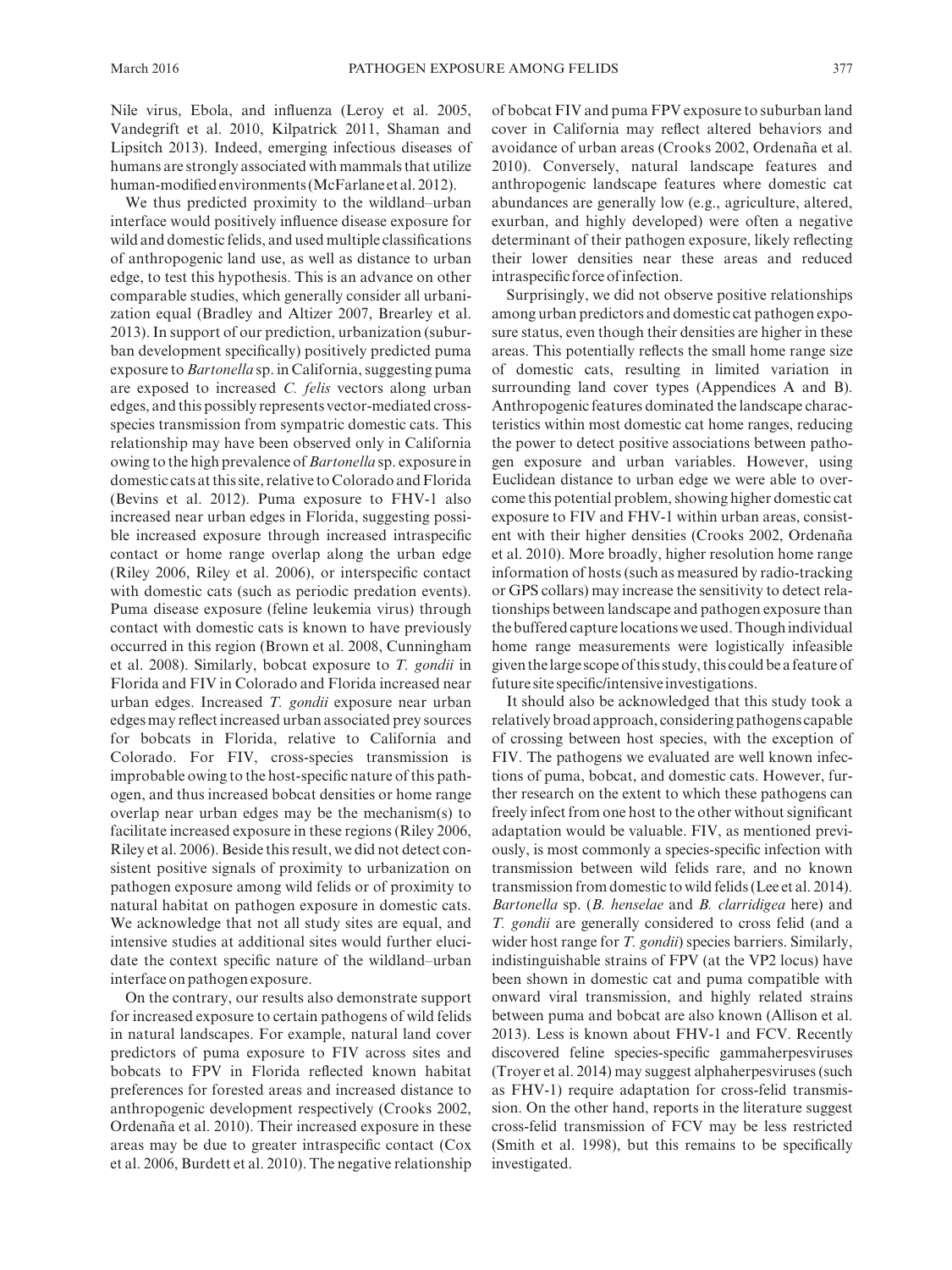Nile virus, Ebola, and influenza (Leroy et al. 2005, Vandegrift et al. 2010, Kilpatrick 2011, Shaman and Lipsitch 2013). Indeed, emerging infectious diseases of humans are strongly associated with mammals that utilize human-modified environments (McFarlane et al. 2012).

We thus predicted proximity to the wildland–urban interface would positively influence disease exposure for wild and domestic felids, and used multiple classifications of anthropogenic land use, as well as distance to urban edge, to test this hypothesis. This is an advance on other comparable studies, which generally consider all urbanization equal (Bradley and Altizer 2007, Brearley et al. 2013). In support of our prediction, urbanization (suburban development specifically) positively predicted puma exposure to *Bartonella* sp. in California, suggesting puma are exposed to increased *C. felis* vectors along urban edges, and this possibly represents vector-mediated cross-species transmission from sympatric domestic cats. This relationship may have been observed only in California owing to the high prevalence of *Bartonella* sp. exposure in domestic cats at this site, relative to Colorado and Florida (Bevins et al. 2012). Puma exposure to FHV-1 also increased near urban edges in Florida, suggesting possible increased exposure through increased intraspecific contact or home range overlap along the urban edge (Riley 2006, Riley et al. 2006), or interspecific contact with domestic cats (such as periodic predation events). Puma disease exposure (feline leukemia virus) through contact with domestic cats is known to have previously occurred in this region (Brown et al. 2008, Cunningham et al. 2008). Similarly, bobcat exposure to *T. gondii* in Florida and FIV in Colorado and Florida increased near urban edges. Increased *T. gondii* exposure near urban edges may reflect increased urban associated prey sources for bobcats in Florida, relative to California and Colorado. For FIV, cross-species transmission is improbable owing to the host-specific nature of this pathogen, and thus increased bobcat densities or home range overlap near urban edges may be the mechanism(s) to facilitate increased exposure in these regions (Riley 2006, Riley et al. 2006). Beside this result, we did not detect consistent positive signals of proximity to urbanization on pathogen exposure among wild felids or of proximity to natural habitat on pathogen exposure in domestic cats. We acknowledge that not all study sites are equal, and intensive studies at additional sites would further elucidate the context specific nature of the wildland–urban interface on pathogen exposure.

On the contrary, our results also demonstrate support for increased exposure to certain pathogens of wild felids in natural landscapes. For example, natural land cover predictors of puma exposure to FIV across sites and bobcats to FPV in Florida reflected known habitat preferences for forested areas and increased distance to anthropogenic development respectively (Crooks 2002, Ordeñana et al. 2010). Their increased exposure in these areas may be due to greater intraspecific contact (Cox et al. 2006, Burdett et al. 2010). The negative relationship of bobcat FIV and puma FPV exposure to suburban land cover in California may reflect altered behaviors and avoidance of urban areas (Crooks 2002, Ordeñana et al. 2010). Conversely, natural landscape features and anthropogenic landscape features where domestic cat abundances are generally low (e.g., agriculture, altered, exurban, and highly developed) were often a negative determinant of their pathogen exposure, likely reflecting their lower densities near these areas and reduced intraspecific force of infection.

Surprisingly, we did not observe positive relationships among urban predictors and domestic cat pathogen exposure status, even though their densities are higher in these areas. This potentially reflects the small home range size of domestic cats, resulting in limited variation in surrounding land cover types (Appendices A and B). Anthropogenic features dominated the landscape characteristics within most domestic cat home ranges, reducing the power to detect positive associations between pathogen exposure and urban variables. However, using Euclidean distance to urban edge we were able to overcome this potential problem, showing higher domestic cat exposure to FIV and FHV-1 within urban areas, consistent with their higher densities (Crooks 2002, Ordeñana et al. 2010). More broadly, higher resolution home range information of hosts (such as measured by radio-tracking or GPS collars) may increase the sensitivity to detect relationships between landscape and pathogen exposure than the buffered capture locations we used. Though individual home range measurements were logistically infeasible given the large scope of this study, this could be a feature of future site specific/intensive investigations.

It should also be acknowledged that this study took a relatively broad approach, considering pathogens capable of crossing between host species, with the exception of FIV. The pathogens we evaluated are well known infections of puma, bobcat, and domestic cats. However, further research on the extent to which these pathogens can freely infect from one host to the other without significant adaptation would be valuable. FIV, as mentioned previously, is most commonly a species-specific infection with transmission between wild felids rare, and no known transmission from domestic to wild felids (Lee et al. 2014). *Bartonella* sp. (*B. henselae* and *B. clarridigea* here) and *T. gondii* are generally considered to cross felid (and a wider host range for *T. gondii*) species barriers. Similarly, indistinguishable strains of FPV (at the VP2 locus) have been shown in domestic cat and puma compatible with onward viral transmission, and highly related strains between puma and bobcat are also known (Allison et al. 2013). Less is known about FHV-1 and FCV. Recently discovered feline species-specific gammaherpesviruses (Troyer et al. 2014) may suggest alphaherpesviruses (such as FHV-1) require adaptation for cross-felid transmission. On the other hand, reports in the literature suggest cross-felid transmission of FCV may be less restricted (Smith et al. 1998), but this remains to be specifically investigated.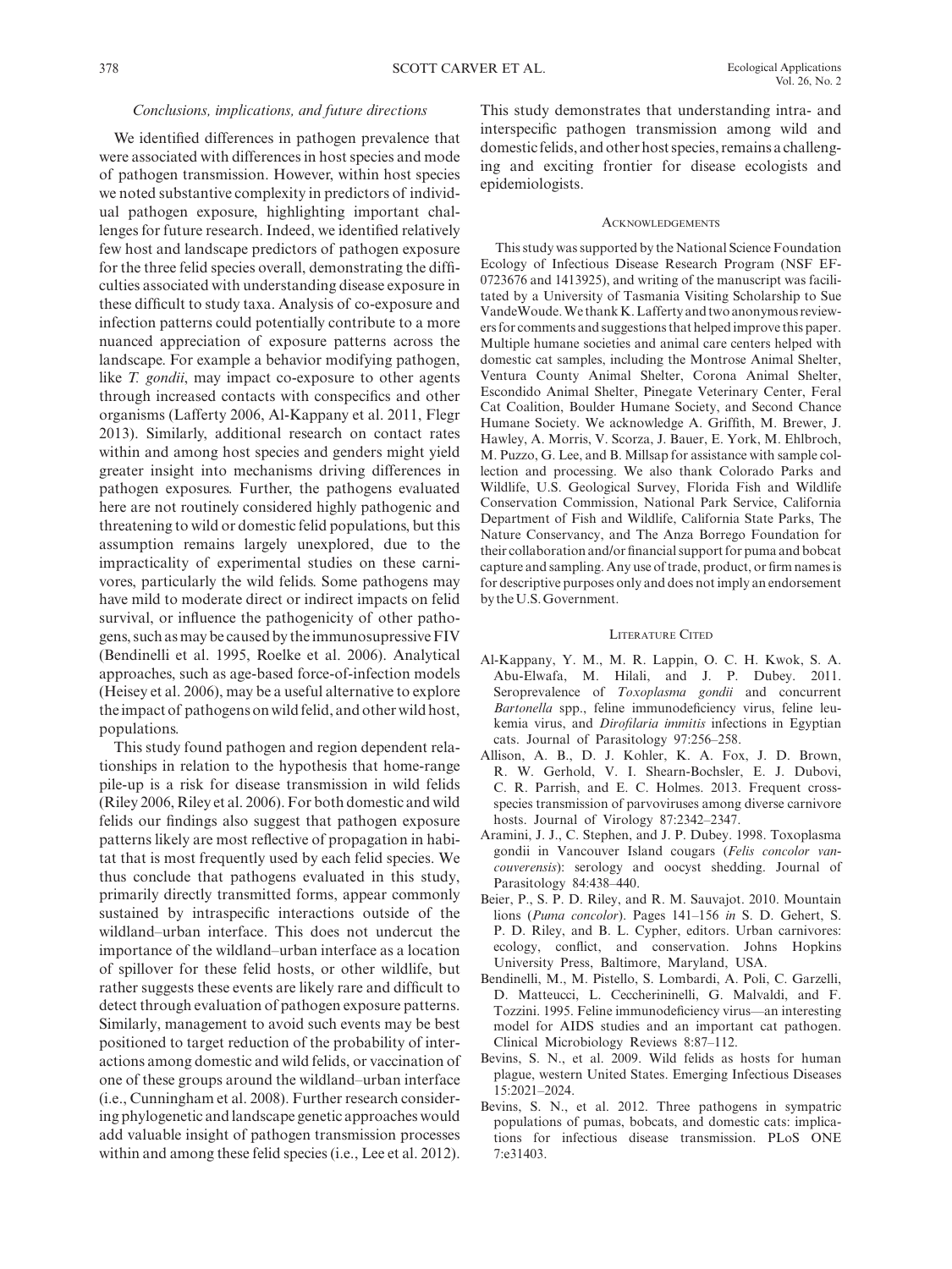### *Conclusions, implications, and future directions*

We identified differences in pathogen prevalence that were associated with differences in host species and mode of pathogen transmission. However, within host species we noted substantive complexity in predictors of individual pathogen exposure, highlighting important challenges for future research. Indeed, we identified relatively few host and landscape predictors of pathogen exposure for the three felid species overall, demonstrating the difficulties associated with understanding disease exposure in these difficult to study taxa. Analysis of co-exposure and infection patterns could potentially contribute to a more nuanced appreciation of exposure patterns across the landscape. For example a behavior modifying pathogen, like *T. gondii*, may impact co-exposure to other agents through increased contacts with conspecifics and other organisms (Lafferty 2006, Al-Kappany et al. 2011, Flegr 2013). Similarly, additional research on contact rates within and among host species and genders might yield greater insight into mechanisms driving differences in pathogen exposures. Further, the pathogens evaluated here are not routinely considered highly pathogenic and threatening to wild or domestic felid populations, but this assumption remains largely unexplored, due to the impracticality of experimental studies on these carnivores, particularly the wild felids. Some pathogens may have mild to moderate direct or indirect impacts on felid survival, or influence the pathogenicity of other pathogens, such as may be caused by the immunosupressive FIV (Bendinelli et al. 1995, Roelke et al. 2006). Analytical approaches, such as age-based force-of-infection models (Heisey et al. 2006), may be a useful alternative to explore the impact of pathogens on wild felid, and other wild host, populations.

This study found pathogen and region dependent relationships in relation to the hypothesis that home-range pile-up is a risk for disease transmission in wild felids (Riley 2006, Riley et al. 2006). For both domestic and wild felids our findings also suggest that pathogen exposure patterns likely are most reflective of propagation in habitat that is most frequently used by each felid species. We thus conclude that pathogens evaluated in this study, primarily directly transmitted forms, appear commonly sustained by intraspecific interactions outside of the wildland–urban interface. This does not undercut the importance of the wildland–urban interface as a location of spillover for these felid hosts, or other wildlife, but rather suggests these events are likely rare and difficult to detect through evaluation of pathogen exposure patterns. Similarly, management to avoid such events may be best positioned to target reduction of the probability of interactions among domestic and wild felids, or vaccination of one of these groups around the wildland–urban interface (i.e., Cunningham et al. 2008). Further research considering phylogenetic and landscape genetic approaches would add valuable insight of pathogen transmission processes within and among these felid species (i.e., Lee et al. 2012). This study demonstrates that understanding intra- and interspecific pathogen transmission among wild and domestic felids, and other host species, remains a challenging and exciting frontier for disease ecologists and epidemiologists.

## Acknowledgements

This study was supported by the National Science Foundation Ecology of Infectious Disease Research Program (NSF EF-0723676 and 1413925), and writing of the manuscript was facilitated by a University of Tasmania Visiting Scholarship to Sue VandeWoude. We thank K. Lafferty and two anonymous reviewers for comments and suggestions that helped improve this paper. Multiple humane societies and animal care centers helped with domestic cat samples, including the Montrose Animal Shelter, Ventura County Animal Shelter, Corona Animal Shelter, Escondido Animal Shelter, Pinegate Veterinary Center, Feral Cat Coalition, Boulder Humane Society, and Second Chance Humane Society. We acknowledge A. Griffith, M. Brewer, J. Hawley, A. Morris, V. Scorza, J. Bauer, E. York, M. Ehlbroch, M. Puzzo, G. Lee, and B. Millsap for assistance with sample collection and processing. We also thank Colorado Parks and Wildlife, U.S. Geological Survey, Florida Fish and Wildlife Conservation Commission, National Park Service, California Department of Fish and Wildlife, California State Parks, The Nature Conservancy, and The Anza Borrego Foundation for their collaboration and/or financial support for puma and bobcat capture and sampling. Any use of trade, product, or firm names is for descriptive purposes only and does not imply an endorsement by the U.S. Government.

## Literature Cited

Al-Kappany, Y. M., M. R. Lappin, O. C. H. Kwok, S. A. Abu-Elwafa, M. Hilali, and J. P. Dubey. 2011. Seroprevalence of *Toxoplasma gondii* and concurrent *Bartonella* spp., feline immunodeficiency virus, feline leukemia virus, and *Dirofilaria immitis* infections in Egyptian cats. Journal of Parasitology 97:256–258.

Allison, A. B., D. J. Kohler, K. A. Fox, J. D. Brown, R. W. Gerhold, V. I. Shearn-Bochsler, E. J. Dubovi, C. R. Parrish, and E. C. Holmes. 2013. Frequent cross-species transmission of parvoviruses among diverse carnivore hosts. Journal of Virology 87:2342–2347.

Aramini, J. J., C. Stephen, and J. P. Dubey. 1998. Toxoplasma gondii in Vancouver Island cougars (*Felis concolor vancouverensis*): serology and oocyst shedding. Journal of Parasitology 84:438–440.

Beier, P., S. P. D. Riley, and R. M. Sauvajot. 2010. Mountain lions (*Puma concolor*). Pages 141–156 *in* S. D. Gehert, S. P. D. Riley, and B. L. Cypher, editors. Urban carnivores: ecology, conflict, and conservation. Johns Hopkins University Press, Baltimore, Maryland, USA.

Bendinelli, M., M. Pistello, S. Lombardi, A. Poli, C. Garzelli, D. Matteucci, L. Ceccherininelli, G. Malvaldi, and F. Tozzini. 1995. Feline immunodeficiency virus—an interesting model for AIDS studies and an important cat pathogen. Clinical Microbiology Reviews 8:87–112.

Bevins, S. N., et al. 2009. Wild felids as hosts for human plague, western United States. Emerging Infectious Diseases 15:2021–2024.

Bevins, S. N., et al. 2012. Three pathogens in sympatric populations of pumas, bobcats, and domestic cats: implications for infectious disease transmission. PLoS ONE 7:e31403.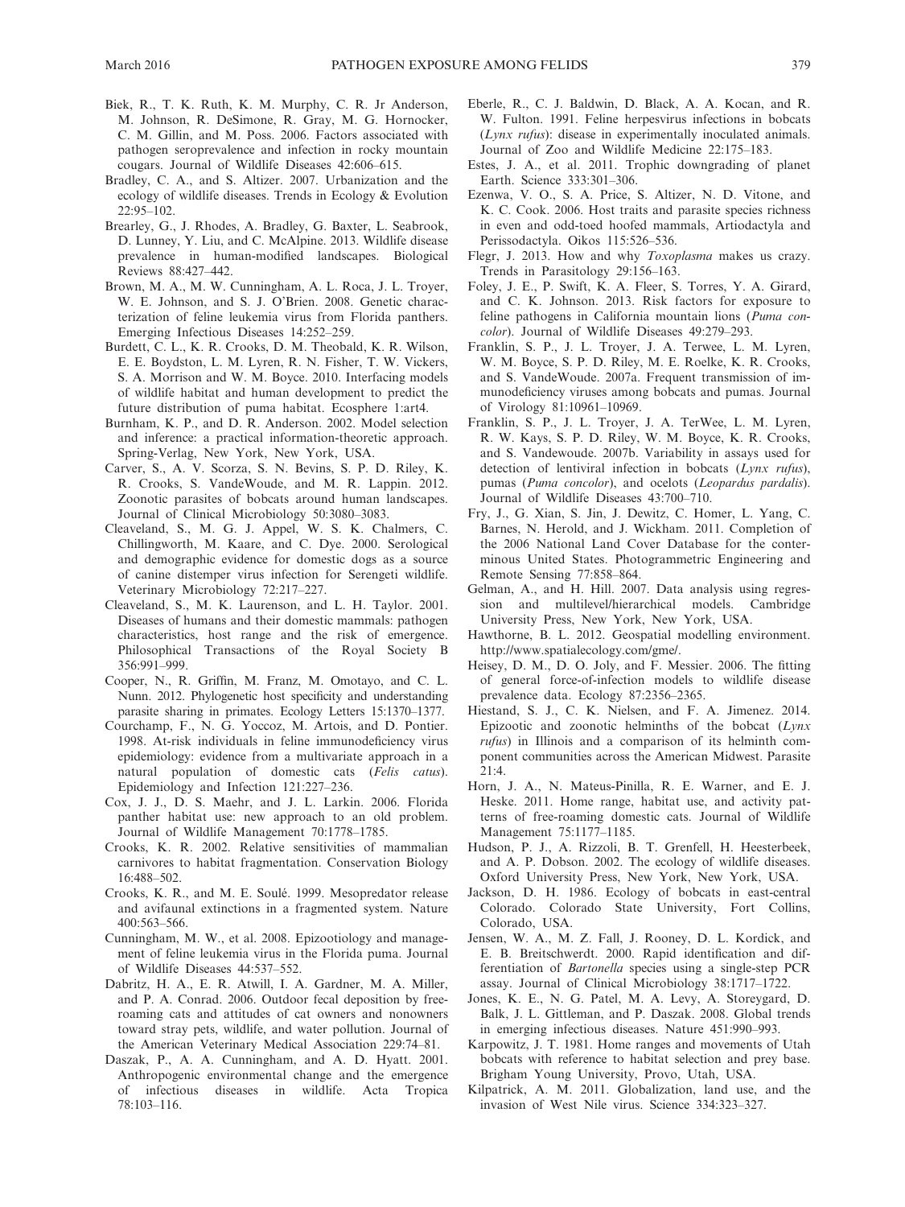Biek, R., T. K. Ruth, K. M. Murphy, C. R. Jr Anderson, M. Johnson, R. DeSimone, R. Gray, M. G. Hornocker, C. M. Gillin, and M. Poss. 2006. Factors associated with pathogen seroprevalence and infection in rocky mountain cougars. Journal of Wildlife Diseases 42:606–615.

Bradley, C. A., and S. Altizer. 2007. Urbanization and the ecology of wildlife diseases. Trends in Ecology & Evolution 22:95–102.

Brearley, G., J. Rhodes, A. Bradley, G. Baxter, L. Seabrook, D. Lunney, Y. Liu, and C. McAlpine. 2013. Wildlife disease prevalence in human-modified landscapes. Biological Reviews 88:427–442.

Brown, M. A., M. W. Cunningham, A. L. Roca, J. L. Troyer, W. E. Johnson, and S. J. O'Brien. 2008. Genetic characterization of feline leukemia virus from Florida panthers. Emerging Infectious Diseases 14:252–259.

Burdett, C. L., K. R. Crooks, D. M. Theobald, K. R. Wilson, E. E. Boydston, L. M. Lyren, R. N. Fisher, T. W. Vickers, S. A. Morrison and W. M. Boyce. 2010. Interfacing models of wildlife habitat and human development to predict the future distribution of puma habitat. Ecosphere 1:art4.

Burnham, K. P., and D. R. Anderson. 2002. Model selection and inference: a practical information-theoretic approach. Spring-Verlag, New York, New York, USA.

Carver, S., A. V. Scorza, S. N. Bevins, S. P. D. Riley, K. R. Crooks, S. VandeWoude, and M. R. Lappin. 2012. Zoonotic parasites of bobcats around human landscapes. Journal of Clinical Microbiology 50:3080–3083.

Cleaveland, S., M. G. J. Appel, W. S. K. Chalmers, C. Chillingworth, M. Kaare, and C. Dye. 2000. Serological and demographic evidence for domestic dogs as a source of canine distemper virus infection for Serengeti wildlife. Veterinary Microbiology 72:217–227.

Cleaveland, S., M. K. Laurenson, and L. H. Taylor. 2001. Diseases of humans and their domestic mammals: pathogen characteristics, host range and the risk of emergence. Philosophical Transactions of the Royal Society B 356:991–999.

Cooper, N., R. Griffin, M. Franz, M. Omotayo, and C. L. Nunn. 2012. Phylogenetic host specificity and understanding parasite sharing in primates. Ecology Letters 15:1370–1377.

Courchamp, F., N. G. Yoccoz, M. Artois, and D. Pontier. 1998. At-risk individuals in feline immunodeficiency virus epidemiology: evidence from a multivariate approach in a natural population of domestic cats (*Felis catus*). Epidemiology and Infection 121:227–236.

Cox, J. J., D. S. Maehr, and J. L. Larkin. 2006. Florida panther habitat use: new approach to an old problem. Journal of Wildlife Management 70:1778–1785.

Crooks, K. R. 2002. Relative sensitivities of mammalian carnivores to habitat fragmentation. Conservation Biology 16:488–502.

Crooks, K. R., and M. E. Soulé. 1999. Mesopredator release and avifaunal extinctions in a fragmented system. Nature 400:563–566.

Cunningham, M. W., et al. 2008. Epizootiology and management of feline leukemia virus in the Florida puma. Journal of Wildlife Diseases 44:537–552.

Dabritz, H. A., E. R. Atwill, I. A. Gardner, M. A. Miller, and P. A. Conrad. 2006. Outdoor fecal deposition by free-roaming cats and attitudes of cat owners and nonowners toward stray pets, wildlife, and water pollution. Journal of the American Veterinary Medical Association 229:74–81.

Daszak, P., A. A. Cunningham, and A. D. Hyatt. 2001. Anthropogenic environmental change and the emergence of infectious diseases in wildlife. Acta Tropica 78:103–116.

Eberle, R., C. J. Baldwin, D. Black, A. A. Kocan, and R. W. Fulton. 1991. Feline herpesvirus infections in bobcats (*Lynx rufus*): disease in experimentally inoculated animals. Journal of Zoo and Wildlife Medicine 22:175–183.

Estes, J. A., et al. 2011. Trophic downgrading of planet Earth. Science 333:301–306.

Ezenwa, V. O., S. A. Price, S. Altizer, N. D. Vitone, and K. C. Cook. 2006. Host traits and parasite species richness in even and odd-toed hoofed mammals, Artiodactyla and Perissodactyla. Oikos 115:526–536.

Flegr, J. 2013. How and why *Toxoplasma* makes us crazy. Trends in Parasitology 29:156–163.

Foley, J. E., P. Swift, K. A. Fleer, S. Torres, Y. A. Girard, and C. K. Johnson. 2013. Risk factors for exposure to feline pathogens in California mountain lions (*Puma concolor*). Journal of Wildlife Diseases 49:279–293.

Franklin, S. P., J. L. Troyer, J. A. Terwee, L. M. Lyren, W. M. Boyce, S. P. D. Riley, M. E. Roelke, K. R. Crooks, and S. VandeWoude. 2007a. Frequent transmission of immunodeficiency viruses among bobcats and pumas. Journal of Virology 81:10961–10969.

Franklin, S. P., J. L. Troyer, J. A. TerWee, L. M. Lyren, R. W. Kays, S. P. D. Riley, W. M. Boyce, K. R. Crooks, and S. Vandewoude. 2007b. Variability in assays used for detection of lentiviral infection in bobcats (*Lynx rufus*), pumas (*Puma concolor*), and ocelots (*Leopardus pardalis*). Journal of Wildlife Diseases 43:700–710.

Fry, J., G. Xian, S. Jin, J. Dewitz, C. Homer, L. Yang, C. Barnes, N. Herold, and J. Wickham. 2011. Completion of the 2006 National Land Cover Database for the conterminous United States. Photogrammetric Engineering and Remote Sensing 77:858–864.

Gelman, A., and H. Hill. 2007. Data analysis using regression and multilevel/hierarchical models. Cambridge University Press, New York, New York, USA.

Hawthorne, B. L. 2012. Geospatial modelling environment. http://www.spatialecology.com/gme/.

Heisey, D. M., D. O. Joly, and F. Messier. 2006. The fitting of general force-of-infection models to wildlife disease prevalence data. Ecology 87:2356–2365.

Hiestand, S. J., C. K. Nielsen, and F. A. Jimenez. 2014. Epizootic and zoonotic helminths of the bobcat (*Lynx rufus*) in Illinois and a comparison of its helminth component communities across the American Midwest. Parasite 21:4.

Horn, J. A., N. Mateus-Pinilla, R. E. Warner, and E. J. Heske. 2011. Home range, habitat use, and activity patterns of free-roaming domestic cats. Journal of Wildlife Management 75:1177–1185.

Hudson, P. J., A. Rizzoli, B. T. Grenfell, H. Heesterbeek, and A. P. Dobson. 2002. The ecology of wildlife diseases. Oxford University Press, New York, New York, USA.

Jackson, D. H. 1986. Ecology of bobcats in east-central Colorado. Colorado State University, Fort Collins, Colorado, USA.

Jensen, W. A., M. Z. Fall, J. Rooney, D. L. Kordick, and E. B. Breitschwerdt. 2000. Rapid identification and differentiation of *Bartonella* species using a single-step PCR assay. Journal of Clinical Microbiology 38:1717–1722.

Jones, K. E., N. G. Patel, M. A. Levy, A. Storeygard, D. Balk, J. L. Gittleman, and P. Daszak. 2008. Global trends in emerging infectious diseases. Nature 451:990–993.

Karpowitz, J. T. 1981. Home ranges and movements of Utah bobcats with reference to habitat selection and prey base. Brigham Young University, Provo, Utah, USA.

Kilpatrick, A. M. 2011. Globalization, land use, and the invasion of West Nile virus. Science 334:323–327.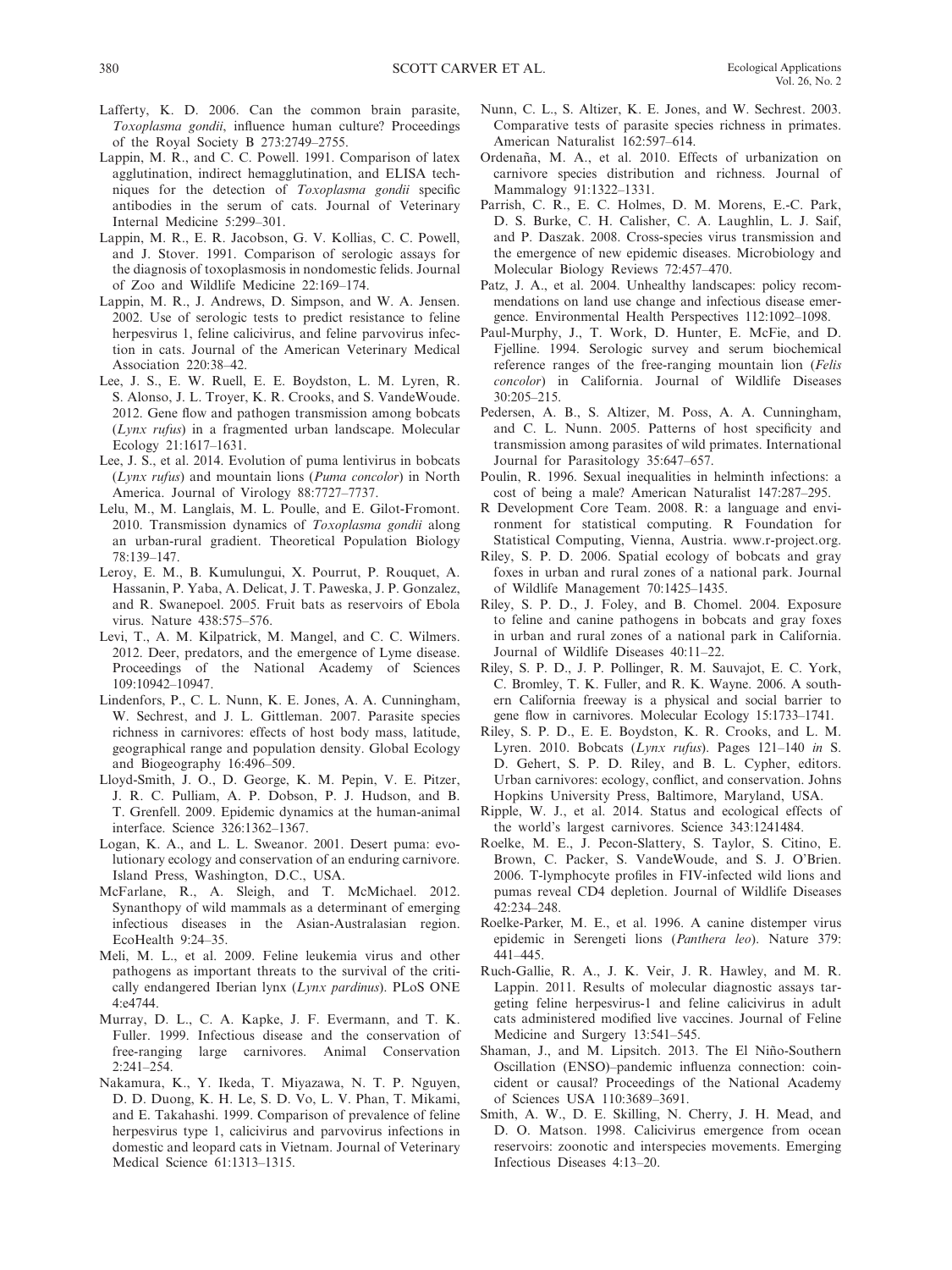Lafferty, K. D. 2006. Can the common brain parasite, *Toxoplasma gondii*, influence human culture? Proceedings of the Royal Society B 273:2749–2755.

Lappin, M. R., and C. C. Powell. 1991. Comparison of latex agglutination, indirect hemagglutination, and ELISA techniques for the detection of *Toxoplasma gondii* specific antibodies in the serum of cats. Journal of Veterinary Internal Medicine 5:299–301.

Lappin, M. R., E. R. Jacobson, G. V. Kollias, C. C. Powell, and J. Stover. 1991. Comparison of serologic assays for the diagnosis of toxoplasmosis in nondomestic felids. Journal of Zoo and Wildlife Medicine 22:169–174.

Lappin, M. R., J. Andrews, D. Simpson, and W. A. Jensen. 2002. Use of serologic tests to predict resistance to feline herpesvirus 1, feline calicivirus, and feline parvovirus infection in cats. Journal of the American Veterinary Medical Association 220:38–42.

Lee, J. S., E. W. Ruell, E. E. Boydston, L. M. Lyren, R. S. Alonso, J. L. Troyer, K. R. Crooks, and S. VandeWoude. 2012. Gene flow and pathogen transmission among bobcats (*Lynx rufus*) in a fragmented urban landscape. Molecular Ecology 21:1617–1631.

Lee, J. S., et al. 2014. Evolution of puma lentivirus in bobcats (*Lynx rufus*) and mountain lions (*Puma concolor*) in North America. Journal of Virology 88:7727–7737.

Lelu, M., M. Langlais, M. L. Poulle, and E. Gilot-Fromont. 2010. Transmission dynamics of *Toxoplasma gondii* along an urban-rural gradient. Theoretical Population Biology 78:139–147.

Leroy, E. M., B. Kumulungui, X. Pourrut, P. Rouquet, A. Hassanin, P. Yaba, A. Delicat, J. T. Paweska, J. P. Gonzalez, and R. Swanepoel. 2005. Fruit bats as reservoirs of Ebola virus. Nature 438:575–576.

Levi, T., A. M. Kilpatrick, M. Mangel, and C. C. Wilmers. 2012. Deer, predators, and the emergence of Lyme disease. Proceedings of the National Academy of Sciences 109:10942–10947.

Lindenfors, P., C. L. Nunn, K. E. Jones, A. A. Cunningham, W. Sechrest, and J. L. Gittleman. 2007. Parasite species richness in carnivores: effects of host body mass, latitude, geographical range and population density. Global Ecology and Biogeography 16:496–509.

Lloyd-Smith, J. O., D. George, K. M. Pepin, V. E. Pitzer, J. R. C. Pulliam, A. P. Dobson, P. J. Hudson, and B. T. Grenfell. 2009. Epidemic dynamics at the human-animal interface. Science 326:1362–1367.

Logan, K. A., and L. L. Sweanor. 2001. Desert puma: evolutionary ecology and conservation of an enduring carnivore. Island Press, Washington, D.C., USA.

McFarlane, R., A. Sleigh, and T. McMichael. 2012. Synanthopy of wild mammals as a determinant of emerging infectious diseases in the Asian-Australasian region. EcoHealth 9:24–35.

Meli, M. L., et al. 2009. Feline leukemia virus and other pathogens as important threats to the survival of the critically endangered Iberian lynx (*Lynx pardinus*). PLoS ONE 4:e4744.

Murray, D. L., C. A. Kapke, J. F. Evermann, and T. K. Fuller. 1999. Infectious disease and the conservation of free-ranging large carnivores. Animal Conservation 2:241–254.

Nakamura, K., Y. Ikeda, T. Miyazawa, N. T. P. Nguyen, D. D. Duong, K. H. Le, S. D. Vo, L. V. Phan, T. Mikami, and E. Takahashi. 1999. Comparison of prevalence of feline herpesvirus type 1, calicivirus and parvovirus infections in domestic and leopard cats in Vietnam. Journal of Veterinary Medical Science 61:1313–1315.

Nunn, C. L., S. Altizer, K. E. Jones, and W. Sechrest. 2003. Comparative tests of parasite species richness in primates. American Naturalist 162:597–614.

Ordeñana, M. A., et al. 2010. Effects of urbanization on carnivore species distribution and richness. Journal of Mammalogy 91:1322–1331.

Parrish, C. R., E. C. Holmes, D. M. Morens, E.-C. Park, D. S. Burke, C. H. Calisher, C. A. Laughlin, L. J. Saif, and P. Daszak. 2008. Cross-species virus transmission and the emergence of new epidemic diseases. Microbiology and Molecular Biology Reviews 72:457–470.

Patz, J. A., et al. 2004. Unhealthy landscapes: policy recommendations on land use change and infectious disease emergence. Environmental Health Perspectives 112:1092–1098.

Paul-Murphy, J., T. Work, D. Hunter, E. McFie, and D. Fjelline. 1994. Serologic survey and serum biochemical reference ranges of the free-ranging mountain lion (*Felis concolor*) in California. Journal of Wildlife Diseases 30:205–215.

Pedersen, A. B., S. Altizer, M. Poss, A. A. Cunningham, and C. L. Nunn. 2005. Patterns of host specificity and transmission among parasites of wild primates. International Journal for Parasitology 35:647–657.

Poulin, R. 1996. Sexual inequalities in helminth infections: a cost of being a male? American Naturalist 147:287–295.

R Development Core Team. 2008. R: a language and environment for statistical computing. R Foundation for Statistical Computing, Vienna, Austria. www.r-project.org.

Riley, S. P. D. 2006. Spatial ecology of bobcats and gray foxes in urban and rural zones of a national park. Journal of Wildlife Management 70:1425–1435.

Riley, S. P. D., J. Foley, and B. Chomel. 2004. Exposure to feline and canine pathogens in bobcats and gray foxes in urban and rural zones of a national park in California. Journal of Wildlife Diseases 40:11–22.

Riley, S. P. D., J. P. Pollinger, R. M. Sauvajot, E. C. York, C. Bromley, T. K. Fuller, and R. K. Wayne. 2006. A southern California freeway is a physical and social barrier to gene flow in carnivores. Molecular Ecology 15:1733–1741.

Riley, S. P. D., E. E. Boydston, K. R. Crooks, and L. M. Lyren. 2010. Bobcats (*Lynx rufus*). Pages 121–140 *in* S. D. Gehert, S. P. D. Riley, and B. L. Cypher, editors. Urban carnivores: ecology, conflict, and conservation. Johns Hopkins University Press, Baltimore, Maryland, USA.

Ripple, W. J., et al. 2014. Status and ecological effects of the world's largest carnivores. Science 343:1241484.

Roelke, M. E., J. Pecon-Slattery, S. Taylor, S. Citino, E. Brown, C. Packer, S. VandeWoude, and S. J. O'Brien. 2006. T-lymphocyte profiles in FIV-infected wild lions and pumas reveal CD4 depletion. Journal of Wildlife Diseases 42:234–248.

Roelke-Parker, M. E., et al. 1996. A canine distemper virus epidemic in Serengeti lions (*Panthera leo*). Nature 379: 441–445.

Ruch-Gallie, R. A., J. K. Veir, J. R. Hawley, and M. R. Lappin. 2011. Results of molecular diagnostic assays targeting feline herpesvirus-1 and feline calicivirus in adult cats administered modified live vaccines. Journal of Feline Medicine and Surgery 13:541–545.

Shaman, J., and M. Lipsitch. 2013. The El Niño-Southern Oscillation (ENSO)–pandemic influenza connection: coincident or causal? Proceedings of the National Academy of Sciences USA 110:3689–3691.

Smith, A. W., D. E. Skilling, N. Cherry, J. H. Mead, and D. O. Matson. 1998. Calicivirus emergence from ocean reservoirs: zoonotic and interspecies movements. Emerging Infectious Diseases 4:13–20.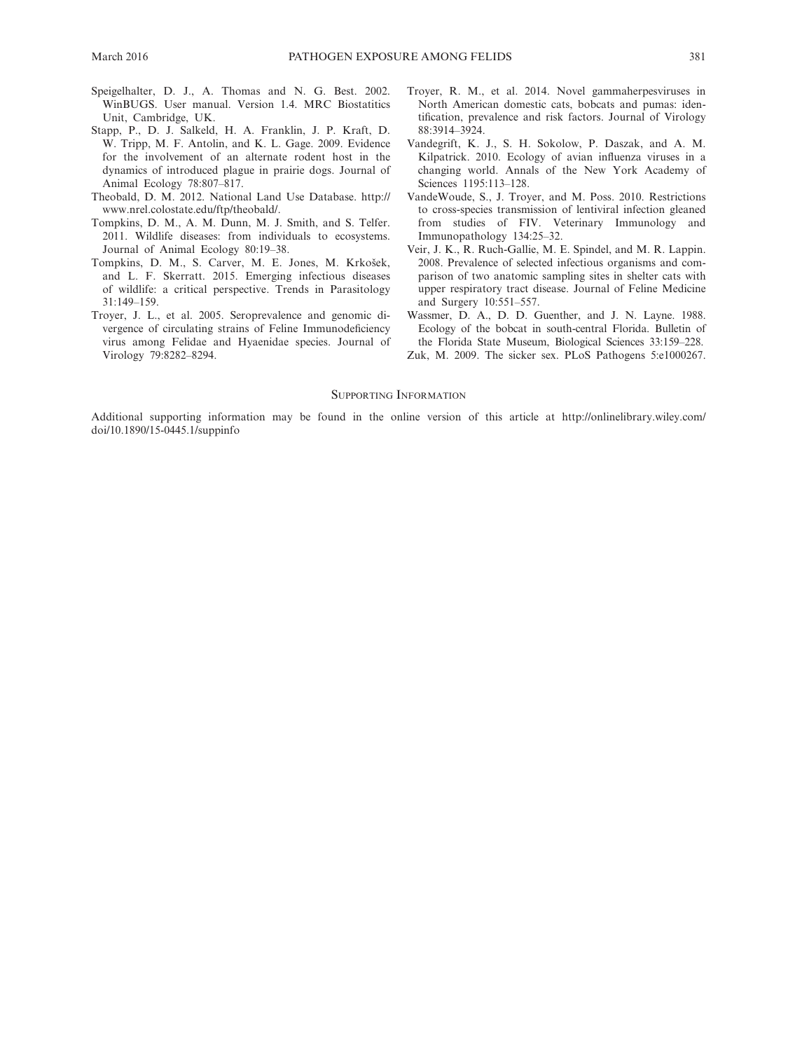Speigelhalter, D. J., A. Thomas and N. G. Best. 2002. WinBUGS. User manual. Version 1.4. MRC Biostatitics Unit, Cambridge, UK.

Stapp, P., D. J. Salkeld, H. A. Franklin, J. P. Kraft, D. W. Tripp, M. F. Antolin, and K. L. Gage. 2009. Evidence for the involvement of an alternate rodent host in the dynamics of introduced plague in prairie dogs. Journal of Animal Ecology 78:807–817.

Theobald, D. M. 2012. National Land Use Database. http://www.nrel.colostate.edu/ftp/theobald/.

Tompkins, D. M., A. M. Dunn, M. J. Smith, and S. Telfer. 2011. Wildlife diseases: from individuals to ecosystems. Journal of Animal Ecology 80:19–38.

Tompkins, D. M., S. Carver, M. E. Jones, M. Krkošek, and L. F. Skerratt. 2015. Emerging infectious diseases of wildlife: a critical perspective. Trends in Parasitology 31:149–159.

Troyer, J. L., et al. 2005. Seroprevalence and genomic divergence of circulating strains of Feline Immunodeficiency virus among Felidae and Hyaenidae species. Journal of Virology 79:8282–8294.

Troyer, R. M., et al. 2014. Novel gammaherpesviruses in North American domestic cats, bobcats and pumas: identification, prevalence and risk factors. Journal of Virology 88:3914–3924.

Vandegrift, K. J., S. H. Sokolow, P. Daszak, and A. M. Kilpatrick. 2010. Ecology of avian influenza viruses in a changing world. Annals of the New York Academy of Sciences 1195:113–128.

VandeWoude, S., J. Troyer, and M. Poss. 2010. Restrictions to cross-species transmission of lentiviral infection gleaned from studies of FIV. Veterinary Immunology and Immunopathology 134:25–32.

Veir, J. K., R. Ruch-Gallie, M. E. Spindel, and M. R. Lappin. 2008. Prevalence of selected infectious organisms and comparison of two anatomic sampling sites in shelter cats with upper respiratory tract disease. Journal of Feline Medicine and Surgery 10:551–557.

Wassmer, D. A., D. D. Guenther, and J. N. Layne. 1988. Ecology of the bobcat in south-central Florida. Bulletin of the Florida State Museum, Biological Sciences 33:159–228.

Zuk, M. 2009. The sicker sex. PLoS Pathogens 5:e1000267.

## Supporting Information

Additional supporting information may be found in the online version of this article at http://onlinelibrary.wiley.com/doi/10.1890/15-0445.1/suppinfo